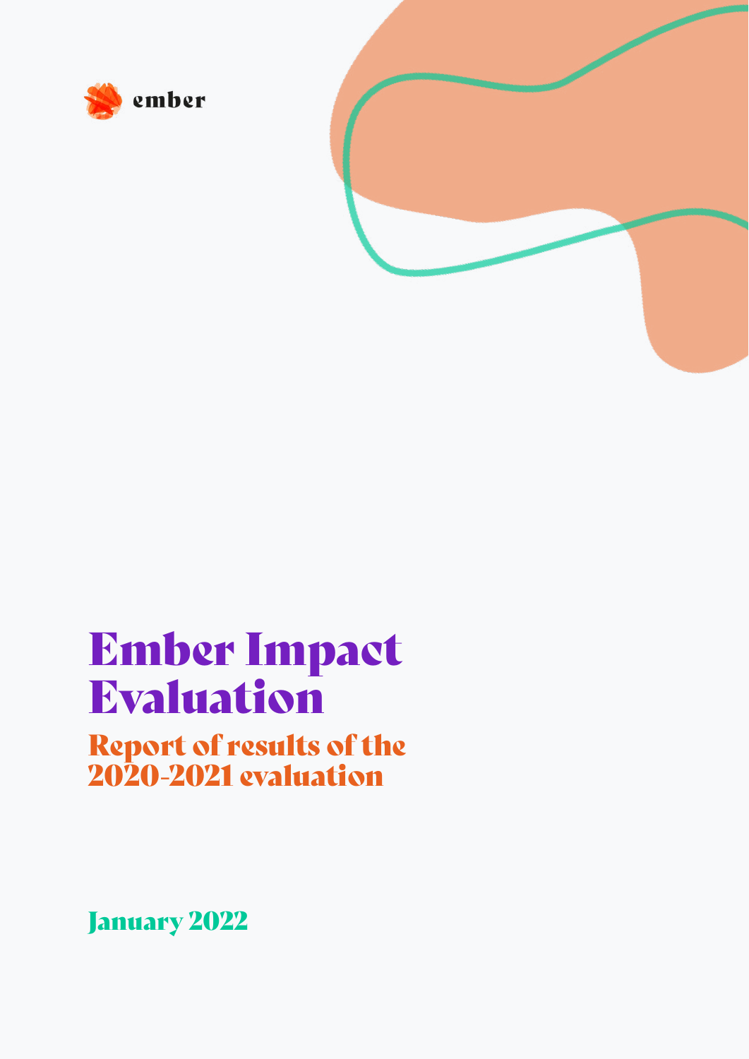ember

# Ember Impact Evaluation

## Report of results of the 2020-2021 evaluation

January 2022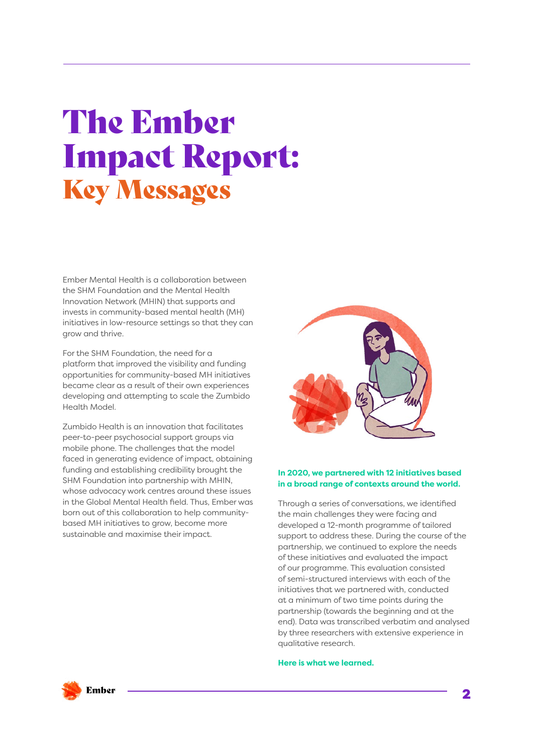# The Ember Impact Report: Key Messages

Ember Mental Health is a collaboration between the SHM Foundation and the Mental Health Innovation Network (MHIN) that supports and invests in community-based mental health (MH) initiatives in low-resource settings so that they can grow and thrive.

For the SHM Foundation, the need for a platform that improved the visibility and funding opportunities for community-based MH initiatives became clear as a result of their own experiences developing and attempting to scale the Zumbido Health Model.

Zumbido Health is an innovation that facilitates peer-to-peer psychosocial support groups via mobile phone. The challenges that the model faced in generating evidence of impact, obtaining funding and establishing credibility brought the SHM Foundation into partnership with MHIN, whose advocacy work centres around these issues in the Global Mental Health field. Thus, Ember was born out of this collaboration to help community-based MH initiatives to grow, become more sustainable and maximise their impact.

**In 2020, we partnered with 12 initiatives based in a broad range of contexts around the world.**

Through a series of conversations, we identified the main challenges they were facing and developed a 12-month programme of tailored support to address these. During the course of the partnership, we continued to explore the needs of these initiatives and evaluated the impact of our programme. This evaluation consisted of semi-structured interviews with each of the initiatives that we partnered with, conducted at a minimum of two time points during the partnership (towards the beginning and at the end). Data was transcribed verbatim and analysed by three researchers with extensive experience in qualitative research.

**Here is what we learned.**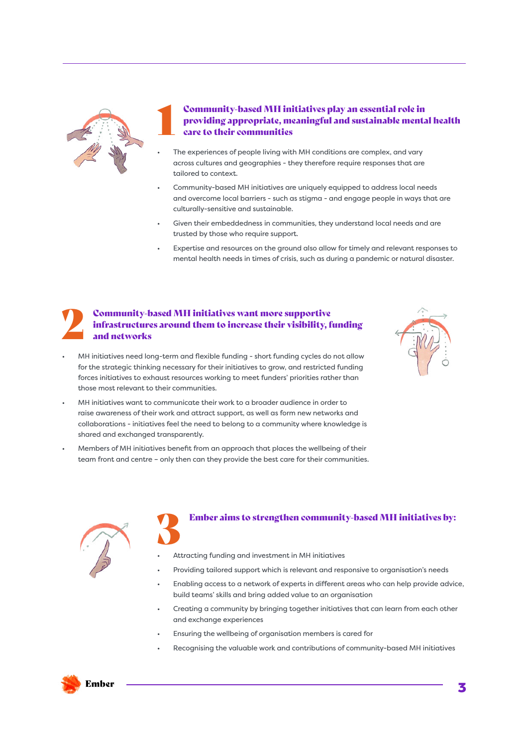## 1 Community-based MH initiatives play an essential role in providing appropriate, meaningful and sustainable mental health care to their communities

- The experiences of people living with MH conditions are complex, and vary across cultures and geographies - they therefore require responses that are tailored to context.
- Community-based MH initiatives are uniquely equipped to address local needs and overcome local barriers - such as stigma - and engage people in ways that are culturally-sensitive and sustainable.
- Given their embeddedness in communities, they understand local needs and are trusted by those who require support.
- Expertise and resources on the ground also allow for timely and relevant responses to mental health needs in times of crisis, such as during a pandemic or natural disaster.

## 2 Community-based MH initiatives want more supportive infrastructures around them to increase their visibility, funding and networks

- MH initiatives need long-term and flexible funding - short funding cycles do not allow for the strategic thinking necessary for their initiatives to grow, and restricted funding forces initiatives to exhaust resources working to meet funders' priorities rather than those most relevant to their communities.
- MH initiatives want to communicate their work to a broader audience in order to raise awareness of their work and attract support, as well as form new networks and collaborations - initiatives feel the need to belong to a community where knowledge is shared and exchanged transparently.
- Members of MH initiatives benefit from an approach that places the wellbeing of their team front and centre – only then can they provide the best care for their communities.

## 3 Ember aims to strengthen community-based MH initiatives by:

- Attracting funding and investment in MH initiatives
- Providing tailored support which is relevant and responsive to organisation's needs
- Enabling access to a network of experts in different areas who can help provide advice, build teams' skills and bring added value to an organisation
- Creating a community by bringing together initiatives that can learn from each other and exchange experiences
- Ensuring the wellbeing of organisation members is cared for
- Recognising the valuable work and contributions of community-based MH initiatives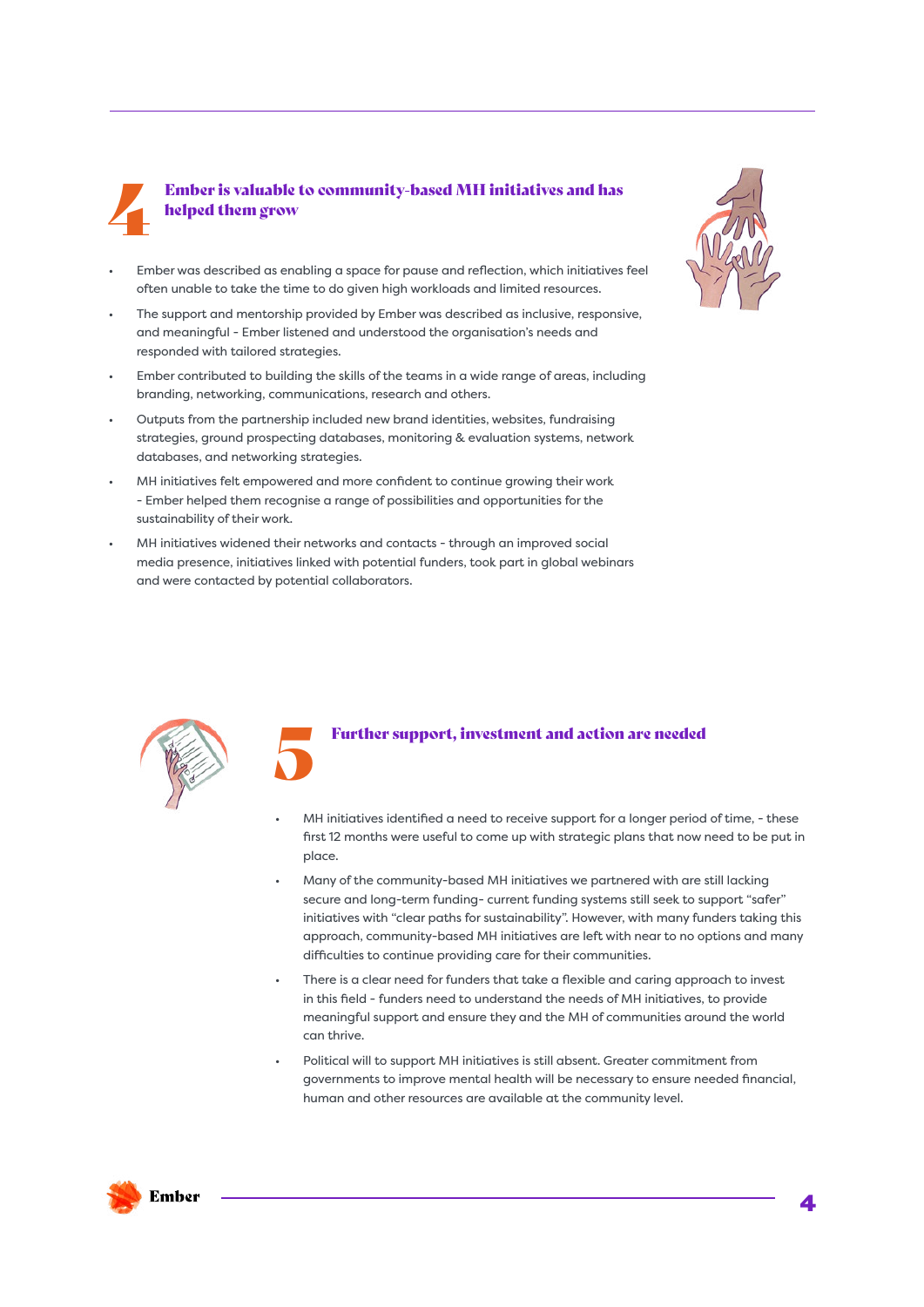## 4 Ember is valuable to community-based MH initiatives and has helped them grow

- Ember was described as enabling a space for pause and reflection, which initiatives feel often unable to take the time to do given high workloads and limited resources.
- The support and mentorship provided by Ember was described as inclusive, responsive, and meaningful - Ember listened and understood the organisation's needs and responded with tailored strategies.
- Ember contributed to building the skills of the teams in a wide range of areas, including branding, networking, communications, research and others.
- Outputs from the partnership included new brand identities, websites, fundraising strategies, ground prospecting databases, monitoring & evaluation systems, network databases, and networking strategies.
- MH initiatives felt empowered and more confident to continue growing their work - Ember helped them recognise a range of possibilities and opportunities for the sustainability of their work.
- MH initiatives widened their networks and contacts - through an improved social media presence, initiatives linked with potential funders, took part in global webinars and were contacted by potential collaborators.

## 5 Further support, investment and action are needed

- MH initiatives identified a need to receive support for a longer period of time, - these first 12 months were useful to come up with strategic plans that now need to be put in place.
- Many of the community-based MH initiatives we partnered with are still lacking secure and long-term funding- current funding systems still seek to support "safer" initiatives with "clear paths for sustainability". However, with many funders taking this approach, community-based MH initiatives are left with near to no options and many difficulties to continue providing care for their communities.
- There is a clear need for funders that take a flexible and caring approach to invest in this field - funders need to understand the needs of MH initiatives, to provide meaningful support and ensure they and the MH of communities around the world can thrive.
- Political will to support MH initiatives is still absent. Greater commitment from governments to improve mental health will be necessary to ensure needed financial, human and other resources are available at the community level.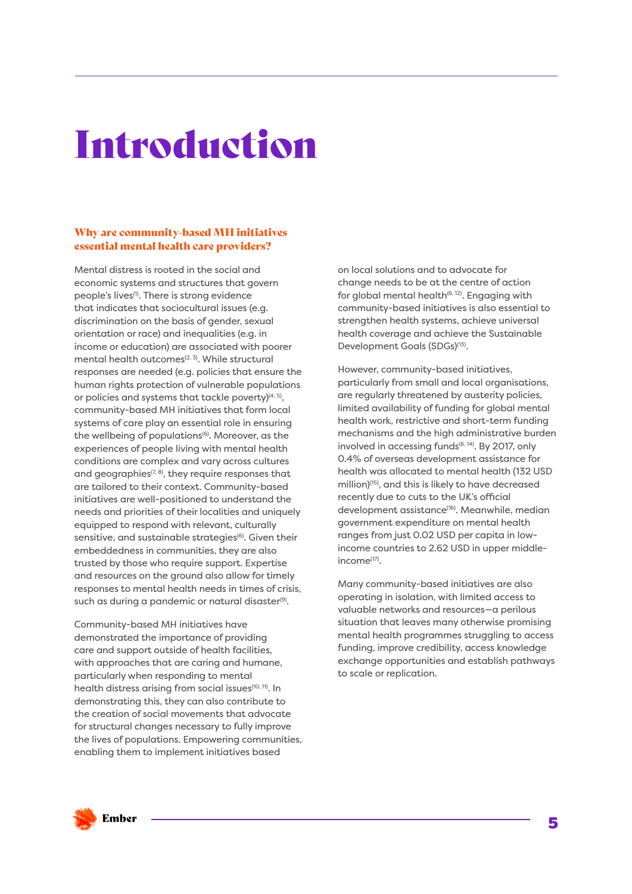# Introduction

### Why are community-based MH initiatives essential mental health care providers?

Mental distress is rooted in the social and economic systems and structures that govern people's lives[1]. There is strong evidence that indicates that sociocultural issues (e.g. discrimination on the basis of gender, sexual orientation or race) and inequalities (e.g. in income or education) are associated with poorer mental health outcomes[2, 3]. While structural responses are needed (e.g. policies that ensure the human rights protection of vulnerable populations or policies and systems that tackle poverty)[4, 5], community-based MH initiatives that form local systems of care play an essential role in ensuring the wellbeing of populations[6]. Moreover, as the experiences of people living with mental health conditions are complex and vary across cultures and geographies[7, 8], they require responses that are tailored to their context. Community-based initiatives are well-positioned to understand the needs and priorities of their localities and uniquely equipped to respond with relevant, culturally sensitive, and sustainable strategies[6]. Given their embeddedness in communities, they are also trusted by those who require support. Expertise and resources on the ground also allow for timely responses to mental health needs in times of crisis, such as during a pandemic or natural disaster[9].

Community-based MH initiatives have demonstrated the importance of providing care and support outside of health facilities, with approaches that are caring and humane, particularly when responding to mental health distress arising from social issues[10, 11]. In demonstrating this, they can also contribute to the creation of social movements that advocate for structural changes necessary to fully improve the lives of populations. Empowering communities, enabling them to implement initiatives based on local solutions and to advocate for change needs to be at the centre of action for global mental health[6, 12]. Engaging with community-based initiatives is also essential to strengthen health systems, achieve universal health coverage and achieve the Sustainable Development Goals (SDGs)[13].

However, community-based initiatives, particularly from small and local organisations, are regularly threatened by austerity policies, limited availability of funding for global mental health work, restrictive and short-term funding mechanisms and the high administrative burden involved in accessing funds[6, 14]. By 2017, only 0.4% of overseas development assistance for health was allocated to mental health (132 USD million)[15], and this is likely to have decreased recently due to cuts to the UK's official development assistance[16]. Meanwhile, median government expenditure on mental health ranges from just 0.02 USD per capita in low-income countries to 2.62 USD in upper middle-income[17].

Many community-based initiatives are also operating in isolation, with limited access to valuable networks and resources—a perilous situation that leaves many otherwise promising mental health programmes struggling to access funding, improve credibility, access knowledge exchange opportunities and establish pathways to scale or replication.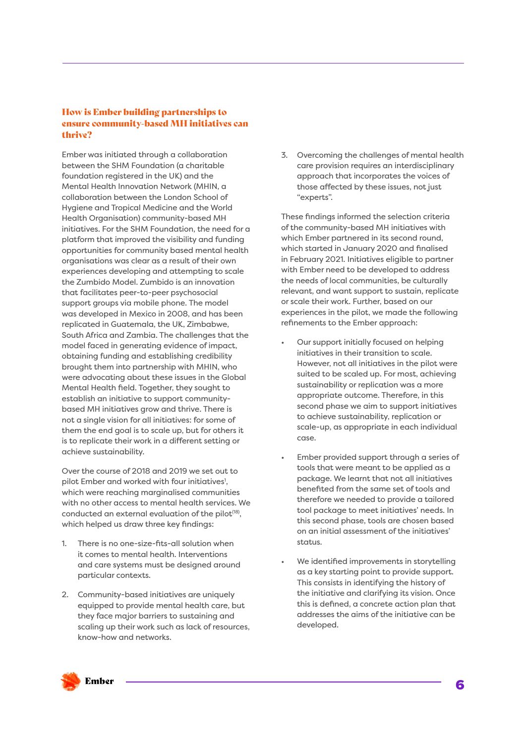## How is Ember building partnerships to ensure community-based MH initiatives can thrive?

Ember was initiated through a collaboration between the SHM Foundation (a charitable foundation registered in the UK) and the Mental Health Innovation Network (MHIN, a collaboration between the London School of Hygiene and Tropical Medicine and the World Health Organisation) community-based MH initiatives. For the SHM Foundation, the need for a platform that improved the visibility and funding opportunities for community based mental health organisations was clear as a result of their own experiences developing and attempting to scale the Zumbido Model. Zumbido is an innovation that facilitates peer-to-peer psychosocial support groups via mobile phone. The model was developed in Mexico in 2008, and has been replicated in Guatemala, the UK, Zimbabwe, South Africa and Zambia. The challenges that the model faced in generating evidence of impact, obtaining funding and establishing credibility brought them into partnership with MHIN, who were advocating about these issues in the Global Mental Health field. Together, they sought to establish an initiative to support community-based MH initiatives grow and thrive. There is not a single vision for all initiatives: for some of them the end goal is to scale up, but for others it is to replicate their work in a different setting or achieve sustainability.

Over the course of 2018 and 2019 we set out to pilot Ember and worked with four initiatives[1], which were reaching marginalised communities with no other access to mental health services. We conducted an external evaluation of the pilot[18], which helped us draw three key findings:

1. There is no one-size-fits-all solution when it comes to mental health. Interventions and care systems must be designed around particular contexts.

2. Community-based initiatives are uniquely equipped to provide mental health care, but they face major barriers to sustaining and scaling up their work such as lack of resources, know-how and networks.

3. Overcoming the challenges of mental health care provision requires an interdisciplinary approach that incorporates the voices of those affected by these issues, not just "experts".

These findings informed the selection criteria of the community-based MH initiatives with which Ember partnered in its second round, which started in January 2020 and finalised in February 2021. Initiatives eligible to partner with Ember need to be developed to address the needs of local communities, be culturally relevant, and want support to sustain, replicate or scale their work. Further, based on our experiences in the pilot, we made the following refinements to the Ember approach:

- Our support initially focused on helping initiatives in their transition to scale. However, not all initiatives in the pilot were suited to be scaled up. For most, achieving sustainability or replication was a more appropriate outcome. Therefore, in this second phase we aim to support initiatives to achieve sustainability, replication or scale-up, as appropriate in each individual case.

- Ember provided support through a series of tools that were meant to be applied as a package. We learnt that not all initiatives benefited from the same set of tools and therefore we needed to provide a tailored tool package to meet initiatives' needs. In this second phase, tools are chosen based on an initial assessment of the initiatives' status.

- We identified improvements in storytelling as a key starting point to provide support. This consists in identifying the history of the initiative and clarifying its vision. Once this is defined, a concrete action plan that addresses the aims of the initiative can be developed.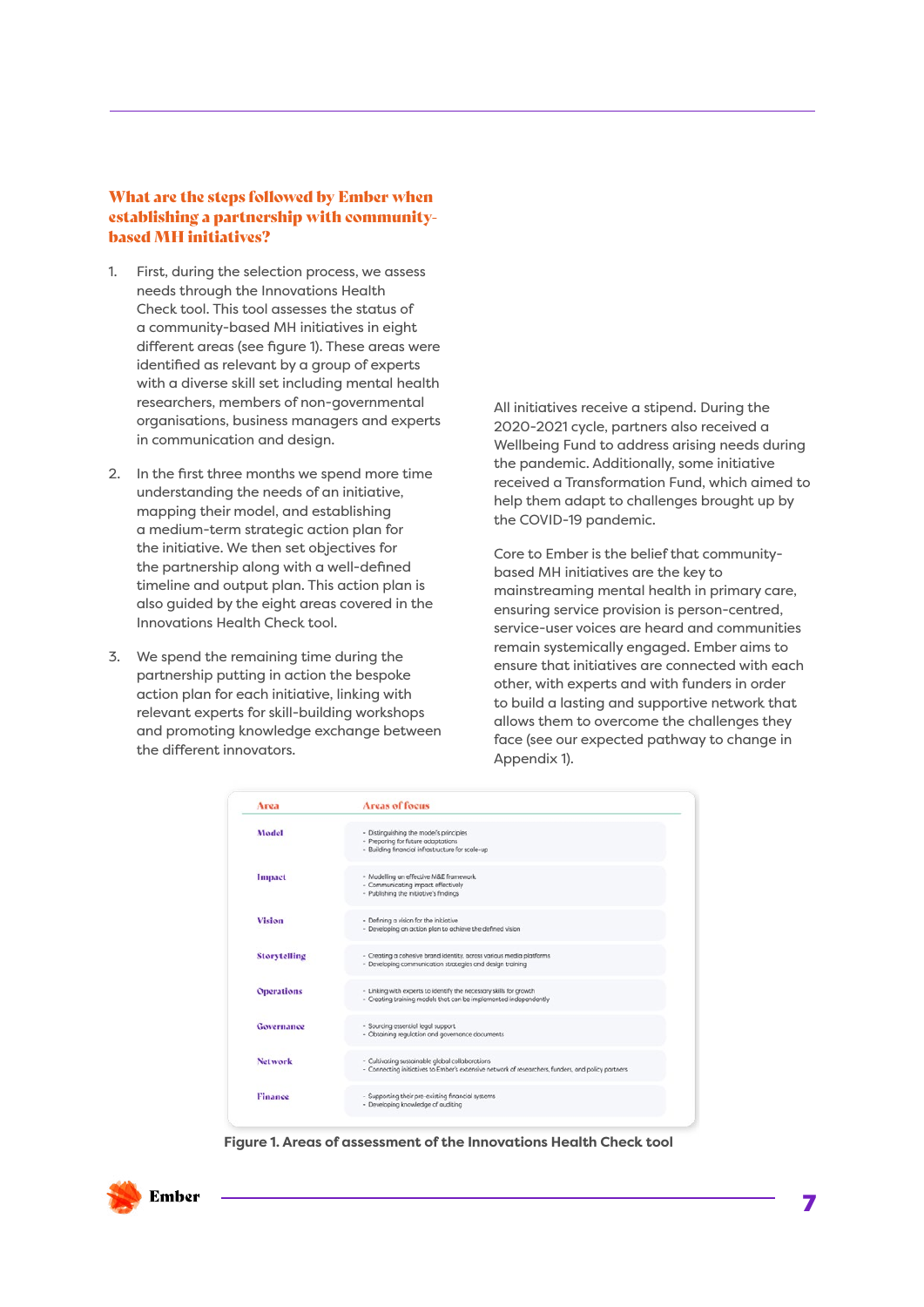### What are the steps followed by Ember when establishing a partnership with community-based MH initiatives?

1. First, during the selection process, we assess needs through the Innovations Health Check tool. This tool assesses the status of a community-based MH initiatives in eight different areas (see figure 1). These areas were identified as relevant by a group of experts with a diverse skill set including mental health researchers, members of non-governmental organisations, business managers and experts in communication and design.

2. In the first three months we spend more time understanding the needs of an initiative, mapping their model, and establishing a medium-term strategic action plan for the initiative. We then set objectives for the partnership along with a well-defined timeline and output plan. This action plan is also guided by the eight areas covered in the Innovations Health Check tool.

3. We spend the remaining time during the partnership putting in action the bespoke action plan for each initiative, linking with relevant experts for skill-building workshops and promoting knowledge exchange between the different innovators.

All initiatives receive a stipend. During the 2020-2021 cycle, partners also received a Wellbeing Fund to address arising needs during the pandemic. Additionally, some initiative received a Transformation Fund, which aimed to help them adapt to challenges brought up by the COVID-19 pandemic.

Core to Ember is the belief that community-based MH initiatives are the key to mainstreaming mental health in primary care, ensuring service provision is person-centred, service-user voices are heard and communities remain systemically engaged. Ember aims to ensure that initiatives are connected with each other, with experts and with funders in order to build a lasting and supportive network that allows them to overcome the challenges they face (see our expected pathway to change in Appendix 1).

| Area | Areas of focus |
|---|---|
| Model | - Distinguishing the model's principles<br>- Preparing for future adaptations<br>- Building financial infrastructure for scale-up |
| Impact | - Modelling an effective M&E framework<br>- Communicating impact effectively<br>- Publishing the initiative's findings |
| Vision | - Defining a vision for the initiative<br>- Developing an action plan to achieve the defined vision |
| Storytelling | - Creating a cohesive brand identity, across various media platforms<br>- Developing communication strategies and design training |
| Operations | - Linking with experts to identify the necessary skills for growth<br>- Creating training models that can be implemented independently |
| Governance | - Sourcing essential legal support<br>- Obtaining regulation and governance documents |
| Network | - Cultivating sustainable global collaborations<br>- Connecting initiatives to Ember's extensive network of researchers, funders, and policy partners |
| Finance | - Supporting their pre-existing financial systems<br>- Developing knowledge of auditing |

**Figure 1. Areas of assessment of the Innovations Health Check tool**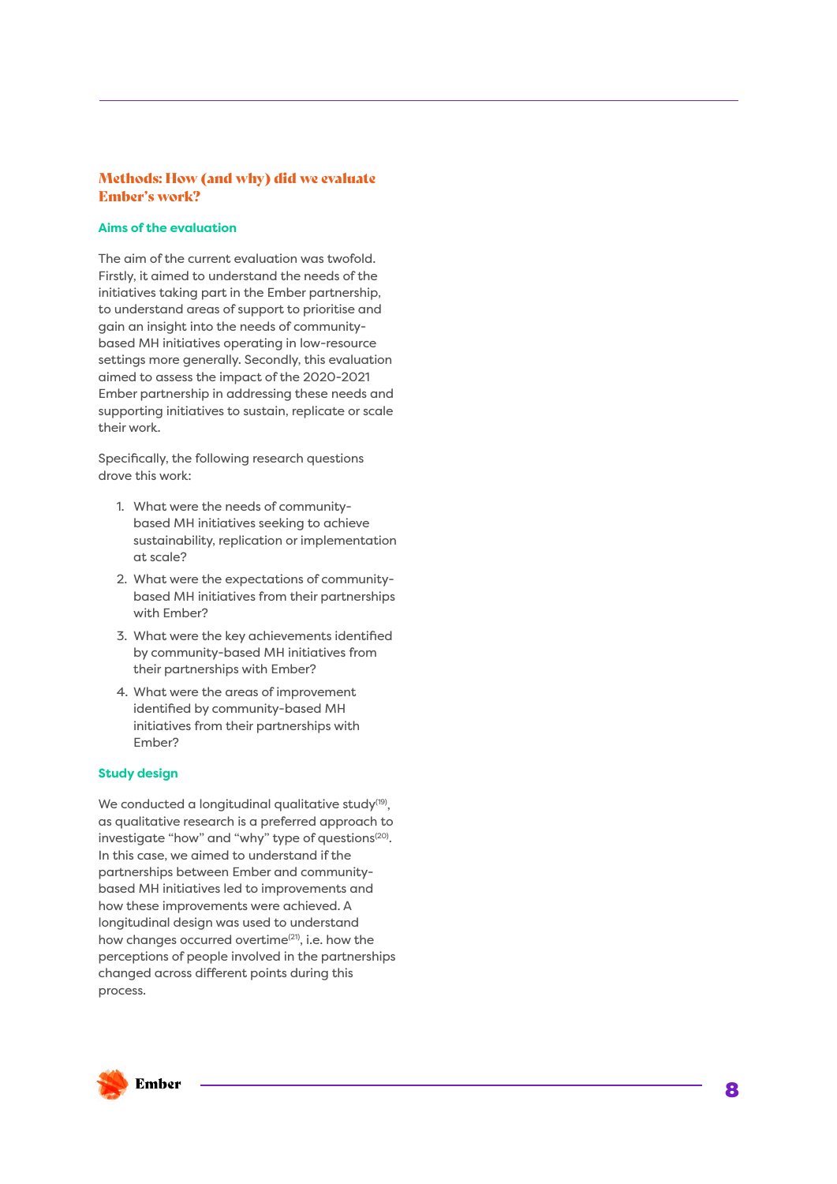## Methods: How (and why) did we evaluate Ember's work?

### Aims of the evaluation

The aim of the current evaluation was twofold. Firstly, it aimed to understand the needs of the initiatives taking part in the Ember partnership, to understand areas of support to prioritise and gain an insight into the needs of community-based MH initiatives operating in low-resource settings more generally. Secondly, this evaluation aimed to assess the impact of the 2020-2021 Ember partnership in addressing these needs and supporting initiatives to sustain, replicate or scale their work.

Specifically, the following research questions drove this work:

1. What were the needs of community-based MH initiatives seeking to achieve sustainability, replication or implementation at scale?
2. What were the expectations of community-based MH initiatives from their partnerships with Ember?
3. What were the key achievements identified by community-based MH initiatives from their partnerships with Ember?
4. What were the areas of improvement identified by community-based MH initiatives from their partnerships with Ember?

### Study design

We conducted a longitudinal qualitative study[19], as qualitative research is a preferred approach to investigate "how" and "why" type of questions[20]. In this case, we aimed to understand if the partnerships between Ember and community-based MH initiatives led to improvements and how these improvements were achieved. A longitudinal design was used to understand how changes occurred overtime[21], i.e. how the perceptions of people involved in the partnerships changed across different points during this process.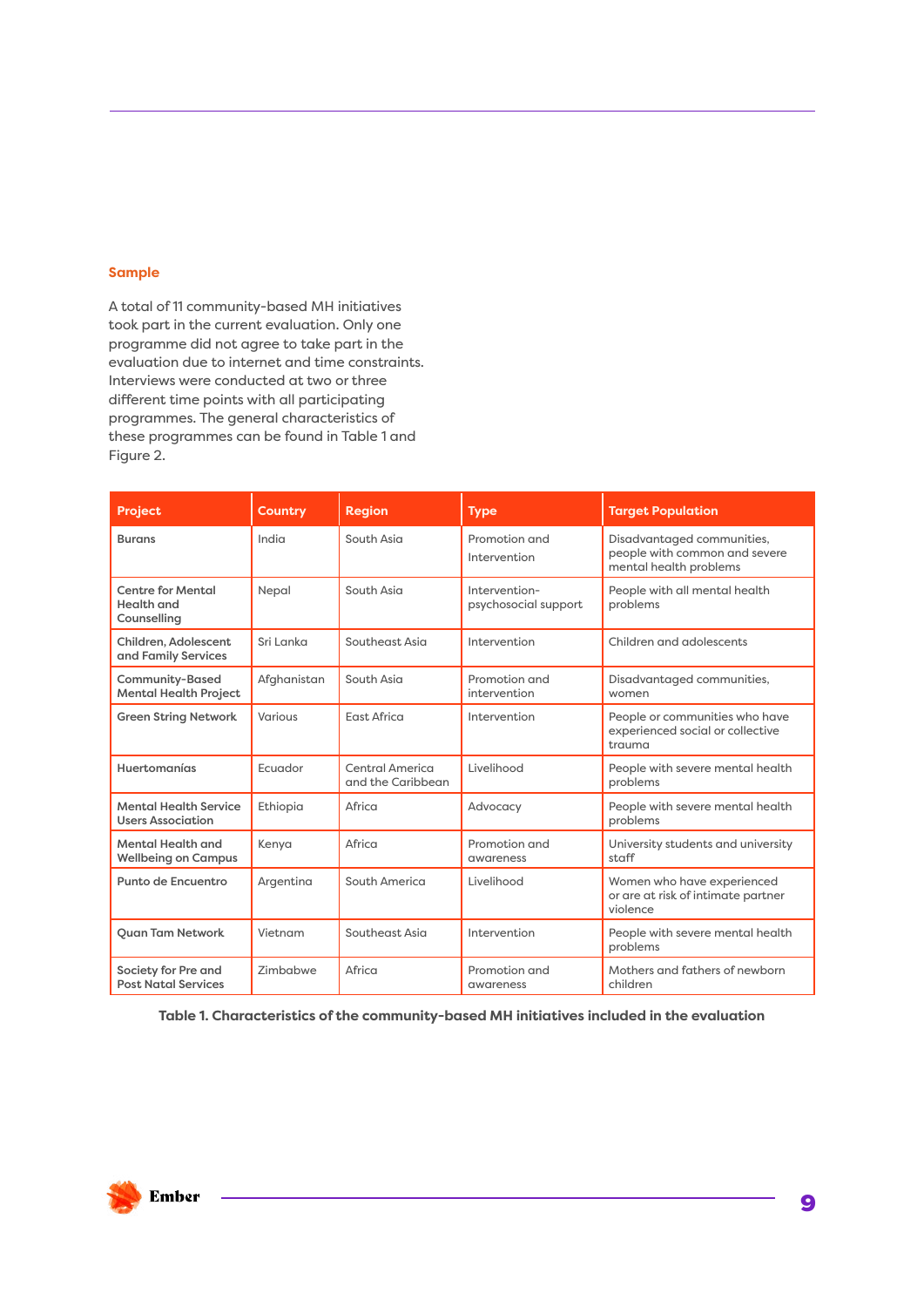## Sample

A total of 11 community-based MH initiatives took part in the current evaluation. Only one programme did not agree to take part in the evaluation due to internet and time constraints. Interviews were conducted at two or three different time points with all participating programmes. The general characteristics of these programmes can be found in Table 1 and Figure 2.

| Project | Country | Region | Type | Target Population |
|---|---|---|---|---|
| **Burans** | India | South Asia | Promotion and Intervention | Disadvantaged communities, people with common and severe mental health problems |
| **Centre for Mental Health and Counselling** | Nepal | South Asia | Intervention-psychosocial support | People with all mental health problems |
| **Children, Adolescent and Family Services** | Sri Lanka | Southeast Asia | Intervention | Children and adolescents |
| **Community-Based Mental Health Project** | Afghanistan | South Asia | Promotion and intervention | Disadvantaged communities, women |
| **Green String Network** | Various | East Africa | Intervention | People or communities who have experienced social or collective trauma |
| **Huertomanías** | Ecuador | Central America and the Caribbean | Livelihood | People with severe mental health problems |
| **Mental Health Service Users Association** | Ethiopia | Africa | Advocacy | People with severe mental health problems |
| **Mental Health and Wellbeing on Campus** | Kenya | Africa | Promotion and awareness | University students and university staff |
| **Punto de Encuentro** | Argentina | South America | Livelihood | Women who have experienced or are at risk of intimate partner violence |
| **Quan Tam Network** | Vietnam | Southeast Asia | Intervention | People with severe mental health problems |
| **Society for Pre and Post Natal Services** | Zimbabwe | Africa | Promotion and awareness | Mothers and fathers of newborn children |

**Table 1. Characteristics of the community-based MH initiatives included in the evaluation**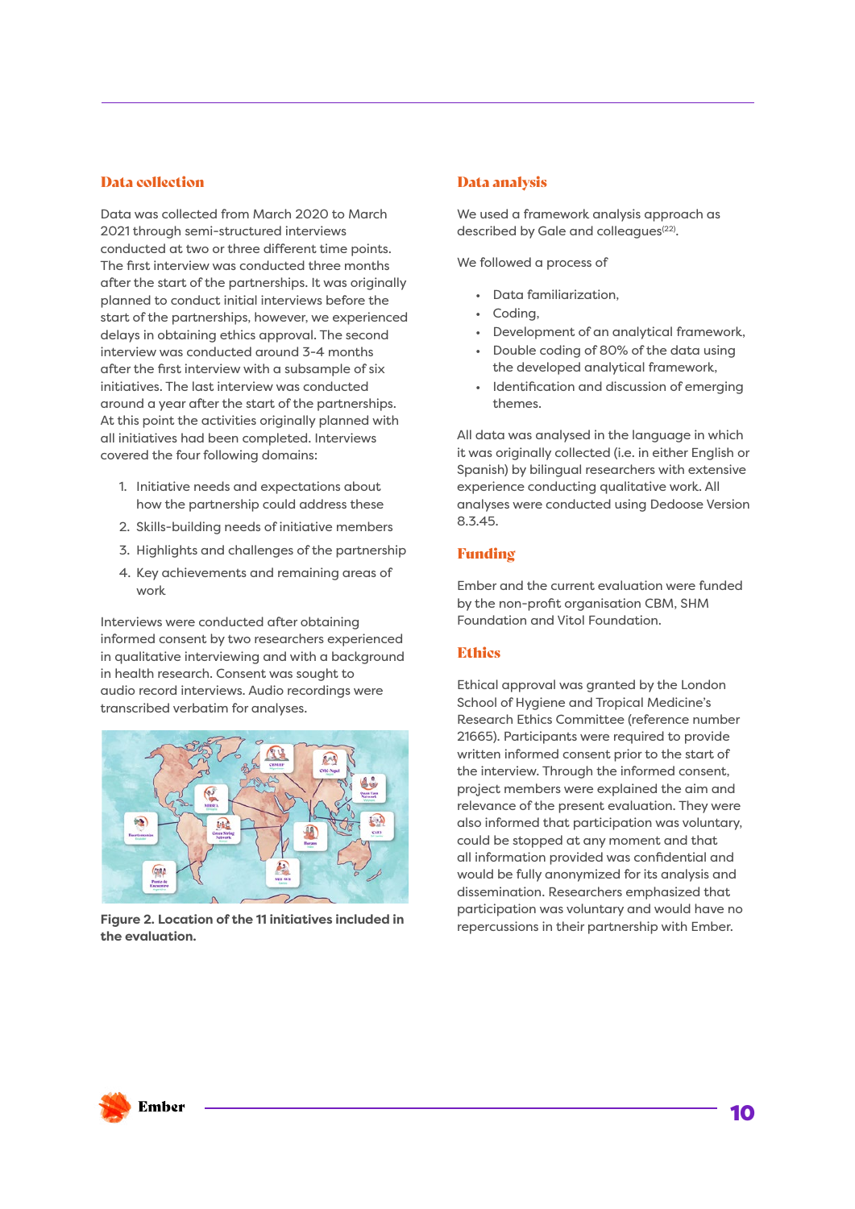## Data collection

Data was collected from March 2020 to March 2021 through semi-structured interviews conducted at two or three different time points. The first interview was conducted three months after the start of the partnerships. It was originally planned to conduct initial interviews before the start of the partnerships, however, we experienced delays in obtaining ethics approval. The second interview was conducted around 3-4 months after the first interview with a subsample of six initiatives. The last interview was conducted around a year after the start of the partnerships. At this point the activities originally planned with all initiatives had been completed. Interviews covered the four following domains:

1. Initiative needs and expectations about how the partnership could address these
2. Skills-building needs of initiative members
3. Highlights and challenges of the partnership
4. Key achievements and remaining areas of work

Interviews were conducted after obtaining informed consent by two researchers experienced in qualitative interviewing and with a background in health research. Consent was sought to audio record interviews. Audio recordings were transcribed verbatim for analyses.

**Figure 2. Location of the 11 initiatives included in the evaluation.**

## Data analysis

We used a framework analysis approach as described by Gale and colleagues[22].

We followed a process of

- Data familiarization,
- Coding,
- Development of an analytical framework,
- Double coding of 80% of the data using the developed analytical framework,
- Identification and discussion of emerging themes.

All data was analysed in the language in which it was originally collected (i.e. in either English or Spanish) by bilingual researchers with extensive experience conducting qualitative work. All analyses were conducted using Dedoose Version 8.3.45.

## Funding

Ember and the current evaluation were funded by the non-profit organisation CBM, SHM Foundation and Vitol Foundation.

## Ethics

Ethical approval was granted by the London School of Hygiene and Tropical Medicine's Research Ethics Committee (reference number 21665). Participants were required to provide written informed consent prior to the start of the interview. Through the informed consent, project members were explained the aim and relevance of the present evaluation. They were also informed that participation was voluntary, could be stopped at any moment and that all information provided was confidential and would be fully anonymized for its analysis and dissemination. Researchers emphasized that participation was voluntary and would have no repercussions in their partnership with Ember.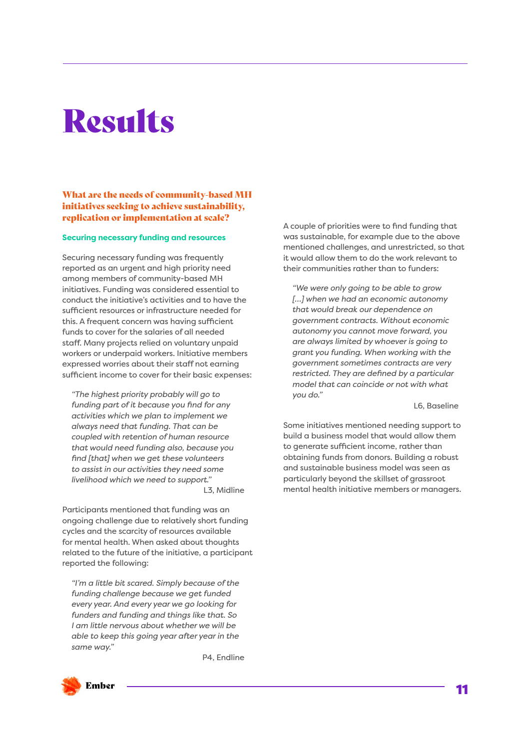# Results

### What are the needs of community-based MH initiatives seeking to achieve sustainability, replication or implementation at scale?

#### Securing necessary funding and resources

Securing necessary funding was frequently reported as an urgent and high priority need among members of community-based MH initiatives. Funding was considered essential to conduct the initiative's activities and to have the sufficient resources or infrastructure needed for this. A frequent concern was having sufficient funds to cover for the salaries of all needed staff. Many projects relied on voluntary unpaid workers or underpaid workers. Initiative members expressed worries about their staff not earning sufficient income to cover for their basic expenses:

> *"The highest priority probably will go to funding part of it because you find for any activities which we plan to implement we always need that funding. That can be coupled with retention of human resource that would need funding also, because you find [that] when we get these volunteers to assist in our activities they need some livelihood which we need to support."*
>
> L3, Midline

Participants mentioned that funding was an ongoing challenge due to relatively short funding cycles and the scarcity of resources available for mental health. When asked about thoughts related to the future of the initiative, a participant reported the following:

> *"I'm a little bit scared. Simply because of the funding challenge because we get funded every year. And every year we go looking for funders and funding and things like that. So I am little nervous about whether we will be able to keep this going year after year in the same way."*
>
> P4, Endline

A couple of priorities were to find funding that was sustainable, for example due to the above mentioned challenges, and unrestricted, so that it would allow them to do the work relevant to their communities rather than to funders:

> *"We were only going to be able to grow [...] when we had an economic autonomy that would break our dependence on government contracts. Without economic autonomy you cannot move forward, you are always limited by whoever is going to grant you funding. When working with the government sometimes contracts are very restricted. They are defined by a particular model that can coincide or not with what you do."*
>
> L6, Baseline

Some initiatives mentioned needing support to build a business model that would allow them to generate sufficient income, rather than obtaining funds from donors. Building a robust and sustainable business model was seen as particularly beyond the skillset of grassroot mental health initiative members or managers.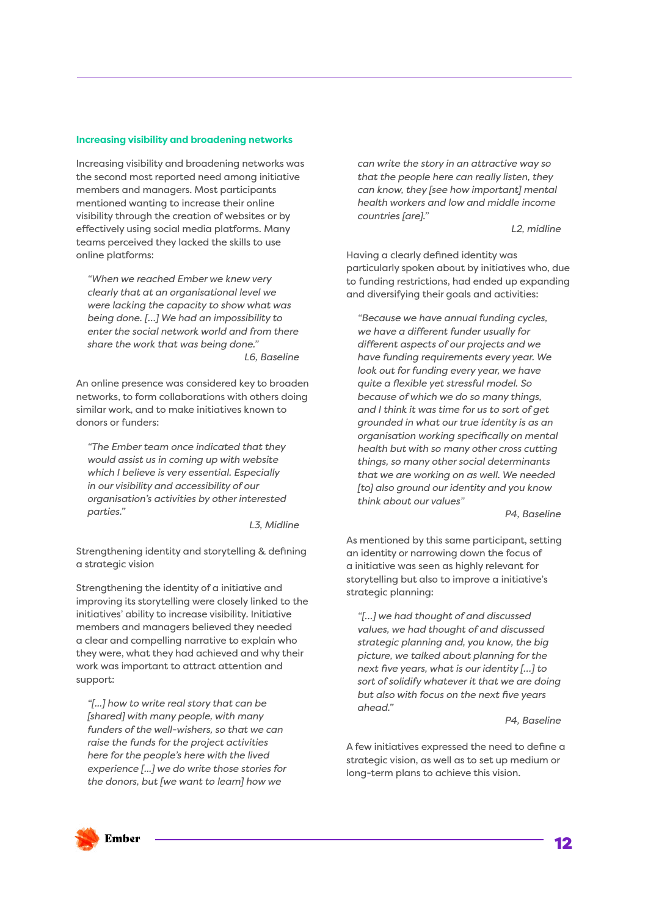### Increasing visibility and broadening networks

Increasing visibility and broadening networks was the second most reported need among initiative members and managers. Most participants mentioned wanting to increase their online visibility through the creation of websites or by effectively using social media platforms. Many teams perceived they lacked the skills to use online platforms:

> *"When we reached Ember we knew very clearly that at an organisational level we were lacking the capacity to show what was being done. [...] We had an impossibility to enter the social network world and from there share the work that was being done."*
>
> *L6, Baseline*

An online presence was considered key to broaden networks, to form collaborations with others doing similar work, and to make initiatives known to donors or funders:

> *"The Ember team once indicated that they would assist us in coming up with website which I believe is very essential. Especially in our visibility and accessibility of our organisation's activities by other interested parties."*
>
> *L3, Midline*

Strengthening identity and storytelling & defining a strategic vision

Strengthening the identity of a initiative and improving its storytelling were closely linked to the initiatives' ability to increase visibility. Initiative members and managers believed they needed a clear and compelling narrative to explain who they were, what they had achieved and why their work was important to attract attention and support:

> *"[...] how to write real story that can be [shared] with many people, with many funders of the well-wishers, so that we can raise the funds for the project activities here for the people's here with the lived experience [...] we do write those stories for the donors, but [we want to learn] how we can write the story in an attractive way so that the people here can really listen, they can know, they [see how important] mental health workers and low and middle income countries [are]."*
>
> *L2, midline*

Having a clearly defined identity was particularly spoken about by initiatives who, due to funding restrictions, had ended up expanding and diversifying their goals and activities:

> *"Because we have annual funding cycles, we have a different funder usually for different aspects of our projects and we have funding requirements every year. We look out for funding every year, we have quite a flexible yet stressful model. So because of which we do so many things, and I think it was time for us to sort of get grounded in what our true identity is as an organisation working specifically on mental health but with so many other cross cutting things, so many other social determinants that we are working on as well. We needed [to] also ground our identity and you know think about our values"*
>
> *P4, Baseline*

As mentioned by this same participant, setting an identity or narrowing down the focus of a initiative was seen as highly relevant for storytelling but also to improve a initiative's strategic planning:

> *"[...] we had thought of and discussed values, we had thought of and discussed strategic planning and, you know, the big picture, we talked about planning for the next five years, what is our identity [...] to sort of solidify whatever it that we are doing but also with focus on the next five years ahead."*
>
> *P4, Baseline*

A few initiatives expressed the need to define a strategic vision, as well as to set up medium or long-term plans to achieve this vision.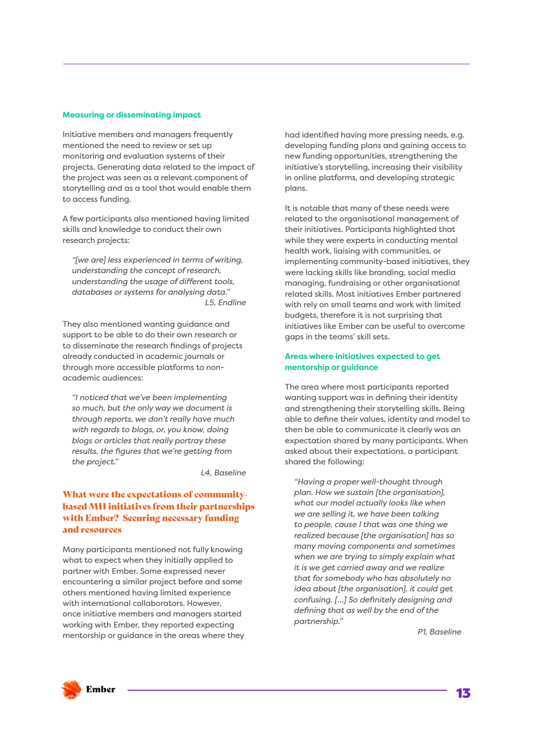### Measuring or disseminating impact

Initiative members and managers frequently mentioned the need to review or set up monitoring and evaluation systems of their projects. Generating data related to the impact of the project was seen as a relevant component of storytelling and as a tool that would enable them to access funding.

A few participants also mentioned having limited skills and knowledge to conduct their own research projects:

> *"[we are] less experienced in terms of writing, understanding the concept of research, understanding the usage of different tools, databases or systems for analysing data."*
>
> *L5, Endline*

They also mentioned wanting guidance and support to be able to do their own research or to disseminate the research findings of projects already conducted in academic journals or through more accessible platforms to non-academic audiences:

> *"I noticed that we've been implementing so much, but the only way we document is through reports, we don't really have much with regards to blogs, or, you know, doing blogs or articles that really portray these results, the figures that we're getting from the project."*
>
> *L4, Baseline*

## What were the expectations of community-based MH initiatives from their partnerships with Ember? Securing necessary funding and resources

Many participants mentioned not fully knowing what to expect when they initially applied to partner with Ember. Some expressed never encountering a similar project before and some others mentioned having limited experience with international collaborators. However, once initiative members and managers started working with Ember, they reported expecting mentorship or guidance in the areas where they had identified having more pressing needs, e.g. developing funding plans and gaining access to new funding opportunities, strengthening the initiative's storytelling, increasing their visibility in online platforms, and developing strategic plans.

It is notable that many of these needs were related to the organisational management of their initiatives. Participants highlighted that while they were experts in conducting mental health work, liaising with communities, or implementing community-based initiatives, they were lacking skills like branding, social media managing, fundraising or other organisational related skills. Most initiatives Ember partnered with rely on small teams and work with limited budgets, therefore it is not surprising that initiatives like Ember can be useful to overcome gaps in the teams' skill sets.

### Areas where initiatives expected to get mentorship or guidance

The area where most participants reported wanting support was in defining their identity and strengthening their storytelling skills. Being able to define their values, identity and model to then be able to communicate it clearly was an expectation shared by many participants. When asked about their expectations, a participant shared the following:

> *"Having a proper well-thought through plan. How we sustain [the organisation], what our model actually looks like when we are selling it, we have been talking to people, cause I that was one thing we realized because [the organisation] has so many moving components and sometimes when we are trying to simply explain what it is we get carried away and we realize that for somebody who has absolutely no idea about [the organisation], it could get confusing. [...] So definitely designing and defining that as well by the end of the partnership."*
>
> *P1, Baseline*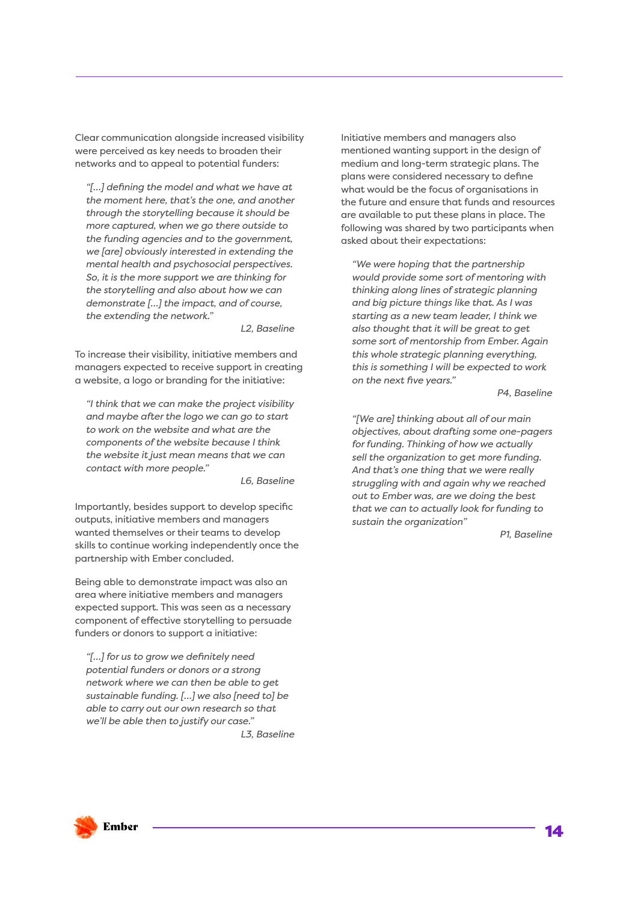Clear communication alongside increased visibility were perceived as key needs to broaden their networks and to appeal to potential funders:

> *"[...] defining the model and what we have at the moment here, that's the one, and another through the storytelling because it should be more captured, when we go there outside to the funding agencies and to the government, we [are] obviously interested in extending the mental health and psychosocial perspectives. So, it is the more support we are thinking for the storytelling and also about how we can demonstrate [...] the impact, and of course, the extending the network."*
>
> *L2, Baseline*

To increase their visibility, initiative members and managers expected to receive support in creating a website, a logo or branding for the initiative:

> *"I think that we can make the project visibility and maybe after the logo we can go to start to work on the website and what are the components of the website because I think the website it just mean means that we can contact with more people."*
>
> *L6, Baseline*

Importantly, besides support to develop specific outputs, initiative members and managers wanted themselves or their teams to develop skills to continue working independently once the partnership with Ember concluded.

Being able to demonstrate impact was also an area where initiative members and managers expected support. This was seen as a necessary component of effective storytelling to persuade funders or donors to support a initiative:

> *"[...] for us to grow we definitely need potential funders or donors or a strong network where we can then be able to get sustainable funding. [...] we also [need to] be able to carry out our own research so that we'll be able then to justify our case."*
>
> *L3, Baseline*

Initiative members and managers also mentioned wanting support in the design of medium and long-term strategic plans. The plans were considered necessary to define what would be the focus of organisations in the future and ensure that funds and resources are available to put these plans in place. The following was shared by two participants when asked about their expectations:

> *"We were hoping that the partnership would provide some sort of mentoring with thinking along lines of strategic planning and big picture things like that. As I was starting as a new team leader, I think we also thought that it will be great to get some sort of mentorship from Ember. Again this whole strategic planning everything, this is something I will be expected to work on the next five years."*
>
> *P4, Baseline*

> *"[We are] thinking about all of our main objectives, about drafting some one-pagers for funding. Thinking of how we actually sell the organization to get more funding. And that's one thing that we were really struggling with and again why we reached out to Ember was, are we doing the best that we can to actually look for funding to sustain the organization"*
>
> *P1, Baseline*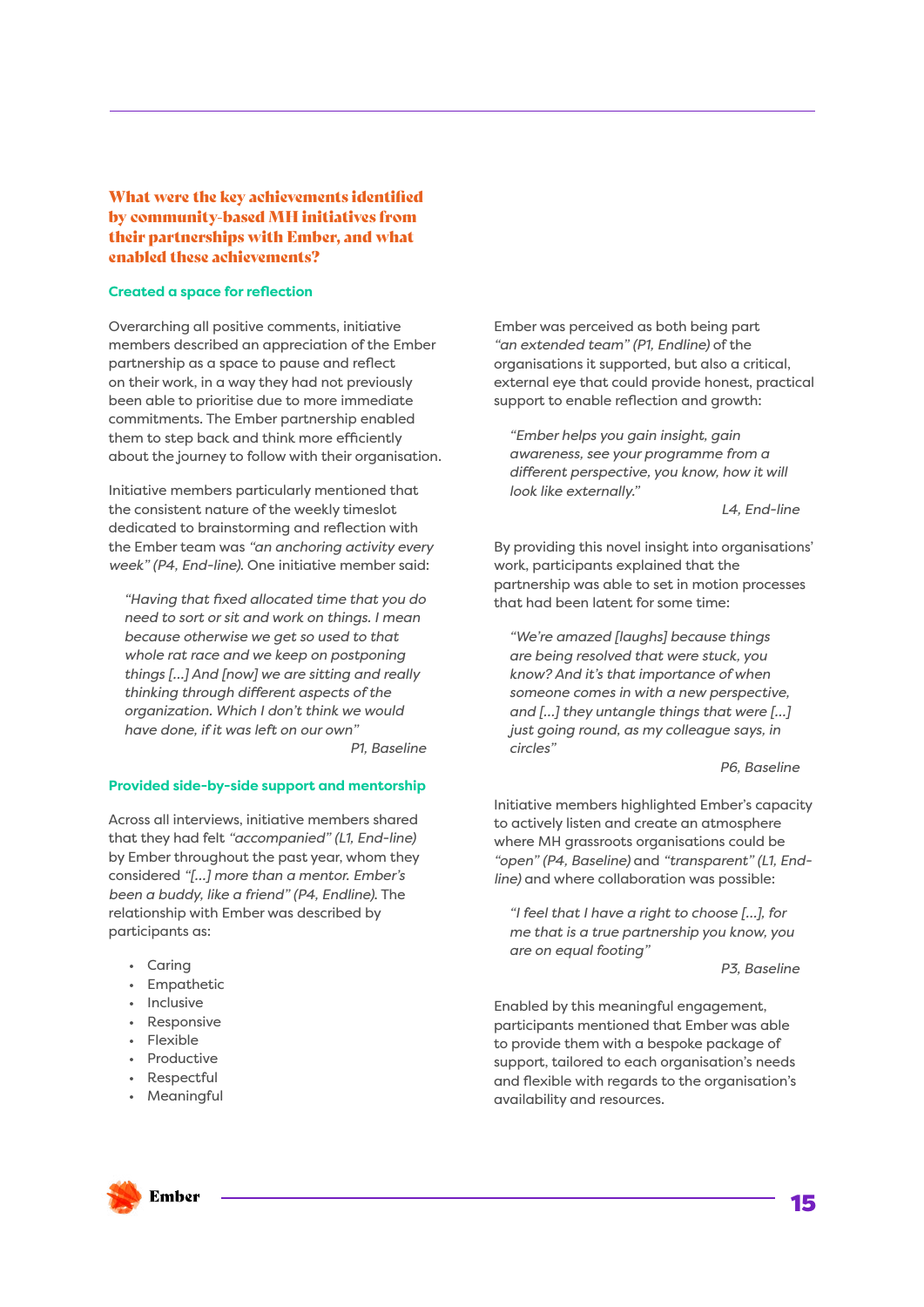## What were the key achievements identified by community-based MH initiatives from their partnerships with Ember, and what enabled these achievements?

### Created a space for reflection

Overarching all positive comments, initiative members described an appreciation of the Ember partnership as a space to pause and reflect on their work, in a way they had not previously been able to prioritise due to more immediate commitments. The Ember partnership enabled them to step back and think more efficiently about the journey to follow with their organisation.

Initiative members particularly mentioned that the consistent nature of the weekly timeslot dedicated to brainstorming and reflection with the Ember team was *"an anchoring activity every week" (P4, End-line)*. One initiative member said:

> *"Having that fixed allocated time that you do need to sort or sit and work on things. I mean because otherwise we get so used to that whole rat race and we keep on postponing things [...] And [now] we are sitting and really thinking through different aspects of the organization. Which I don't think we would have done, if it was left on our own"*
>
> *P1, Baseline*

### Provided side-by-side support and mentorship

Across all interviews, initiative members shared that they had felt *"accompanied" (L1, End-line)* by Ember throughout the past year, whom they considered *"[...] more than a mentor. Ember's been a buddy, like a friend" (P4, Endline)*. The relationship with Ember was described by participants as:

- Caring
- Empathetic
- Inclusive
- Responsive
- Flexible
- Productive
- Respectful
- Meaningful

Ember was perceived as both being part *"an extended team" (P1, Endline)* of the organisations it supported, but also a critical, external eye that could provide honest, practical support to enable reflection and growth:

> *"Ember helps you gain insight, gain awareness, see your programme from a different perspective, you know, how it will look like externally."*
>
> *L4, End-line*

By providing this novel insight into organisations' work, participants explained that the partnership was able to set in motion processes that had been latent for some time:

> *"We're amazed [laughs] because things are being resolved that were stuck, you know? And it's that importance of when someone comes in with a new perspective, and [...] they untangle things that were [...] just going round, as my colleague says, in circles"*
>
> *P6, Baseline*

Initiative members highlighted Ember's capacity to actively listen and create an atmosphere where MH grassroots organisations could be *"open" (P4, Baseline)* and *"transparent" (L1, End-line)* and where collaboration was possible:

> *"I feel that I have a right to choose [...], for me that is a true partnership you know, you are on equal footing"*
>
> *P3, Baseline*

Enabled by this meaningful engagement, participants mentioned that Ember was able to provide them with a bespoke package of support, tailored to each organisation's needs and flexible with regards to the organisation's availability and resources.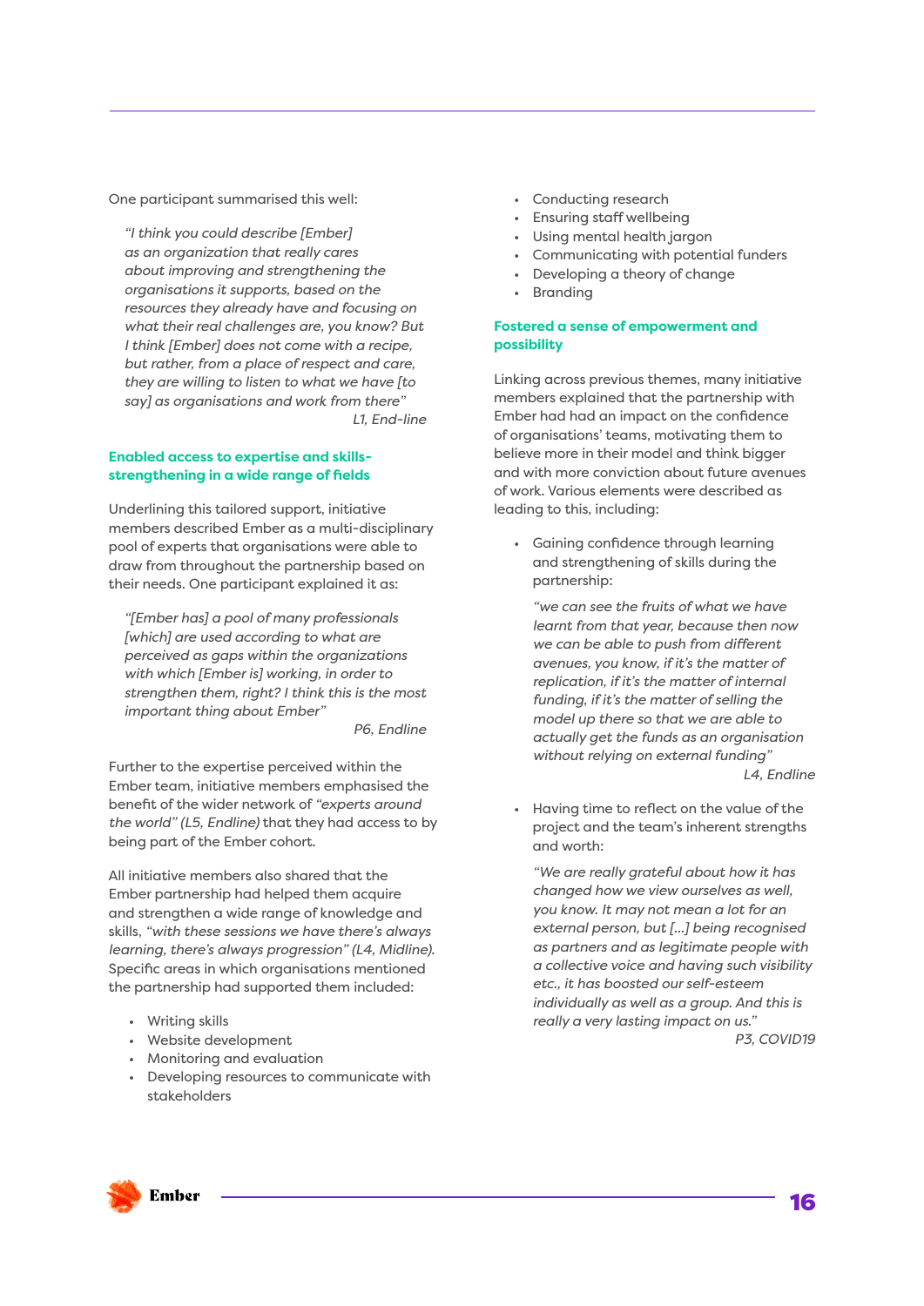One participant summarised this well:

> *"I think you could describe [Ember] as an organization that really cares about improving and strengthening the organisations it supports, based on the resources they already have and focusing on what their real challenges are, you know? But I think [Ember] does not come with a recipe, but rather, from a place of respect and care, they are willing to listen to what we have [to say] as organisations and work from there"*
>
> *L1, End-line*

### Enabled access to expertise and skills-strengthening in a wide range of fields

Underlining this tailored support, initiative members described Ember as a multi-disciplinary pool of experts that organisations were able to draw from throughout the partnership based on their needs. One participant explained it as:

> *"[Ember has] a pool of many professionals [which] are used according to what are perceived as gaps within the organizations with which [Ember is] working, in order to strengthen them, right? I think this is the most important thing about Ember"*
>
> *P6, Endline*

Further to the expertise perceived within the Ember team, initiative members emphasised the benefit of the wider network of *"experts around the world" (L5, Endline)* that they had access to by being part of the Ember cohort.

All initiative members also shared that the Ember partnership had helped them acquire and strengthen a wide range of knowledge and skills, *"with these sessions we have there's always learning, there's always progression" (L4, Midline)*. Specific areas in which organisations mentioned the partnership had supported them included:

- Writing skills
- Website development
- Monitoring and evaluation
- Developing resources to communicate with stakeholders
- Conducting research
- Ensuring staff wellbeing
- Using mental health jargon
- Communicating with potential funders
- Developing a theory of change
- Branding

### Fostered a sense of empowerment and possibility

Linking across previous themes, many initiative members explained that the partnership with Ember had had an impact on the confidence of organisations' teams, motivating them to believe more in their model and think bigger and with more conviction about future avenues of work. Various elements were described as leading to this, including:

- Gaining confidence through learning and strengthening of skills during the partnership:

  > *"we can see the fruits of what we have learnt from that year, because then now we can be able to push from different avenues, you know, if it's the matter of replication, if it's the matter of internal funding, if it's the matter of selling the model up there so that we are able to actually get the funds as an organisation without relying on external funding"*
  >
  > *L4, Endline*

- Having time to reflect on the value of the project and the team's inherent strengths and worth:

  > *"We are really grateful about how it has changed how we view ourselves as well, you know. It may not mean a lot for an external person, but [...] being recognised as partners and as legitimate people with a collective voice and having such visibility etc., it has boosted our self-esteem individually as well as a group. And this is really a very lasting impact on us."*
  >
  > *P3, COVID19*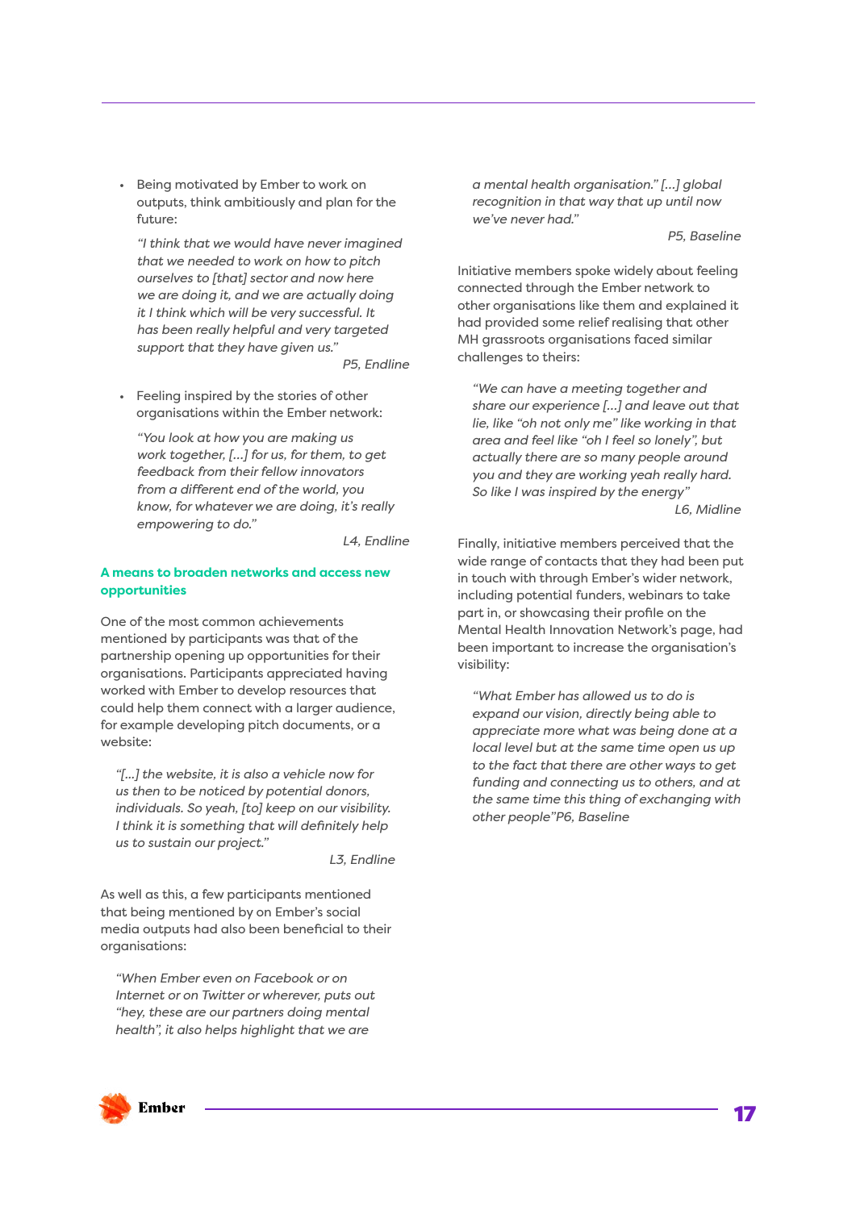- Being motivated by Ember to work on outputs, think ambitiously and plan for the future:

  *"I think that we would have never imagined that we needed to work on how to pitch ourselves to [that] sector and now here we are doing it, and we are actually doing it I think which will be very successful. It has been really helpful and very targeted support that they have given us."*

  P5, Endline

- Feeling inspired by the stories of other organisations within the Ember network:

  *"You look at how you are making us work together, [...] for us, for them, to get feedback from their fellow innovators from a different end of the world, you know, for whatever we are doing, it's really empowering to do."*

  L4, Endline

**A means to broaden networks and access new opportunities**

One of the most common achievements mentioned by participants was that of the partnership opening up opportunities for their organisations. Participants appreciated having worked with Ember to develop resources that could help them connect with a larger audience, for example developing pitch documents, or a website:

> *"[...] the website, it is also a vehicle now for us then to be noticed by potential donors, individuals. So yeah, [to] keep on our visibility. I think it is something that will definitely help us to sustain our project."*
>
> L3, Endline

As well as this, a few participants mentioned that being mentioned by on Ember's social media outputs had also been beneficial to their organisations:

> *"When Ember even on Facebook or on Internet or on Twitter or wherever, puts out "hey, these are our partners doing mental health", it also helps highlight that we are a mental health organisation." [...] global recognition in that way that up until now we've never had."*
>
> P5, Baseline

Initiative members spoke widely about feeling connected through the Ember network to other organisations like them and explained it had provided some relief realising that other MH grassroots organisations faced similar challenges to theirs:

> *"We can have a meeting together and share our experience [...] and leave out that lie, like "oh not only me" like working in that area and feel like "oh I feel so lonely", but actually there are so many people around you and they are working yeah really hard. So like I was inspired by the energy"*
>
> L6, Midline

Finally, initiative members perceived that the wide range of contacts that they had been put in touch with through Ember's wider network, including potential funders, webinars to take part in, or showcasing their profile on the Mental Health Innovation Network's page, had been important to increase the organisation's visibility:

> *"What Ember has allowed us to do is expand our vision, directly being able to appreciate more what was being done at a local level but at the same time open us up to the fact that there are other ways to get funding and connecting us to others, and at the same time this thing of exchanging with other people"P6, Baseline*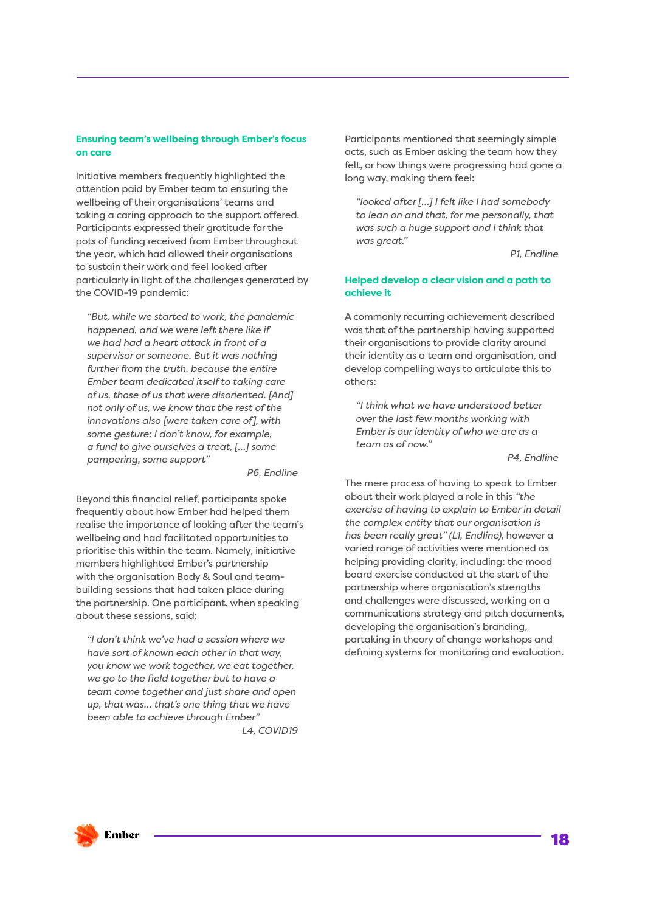### Ensuring team's wellbeing through Ember's focus on care

Initiative members frequently highlighted the attention paid by Ember team to ensuring the wellbeing of their organisations' teams and taking a caring approach to the support offered. Participants expressed their gratitude for the pots of funding received from Ember throughout the year, which had allowed their organisations to sustain their work and feel looked after particularly in light of the challenges generated by the COVID-19 pandemic:

> *"But, while we started to work, the pandemic happened, and we were left there like if we had had a heart attack in front of a supervisor or someone. But it was nothing further from the truth, because the entire Ember team dedicated itself to taking care of us, those of us that were disoriented. [And] not only of us, we know that the rest of the innovations also [were taken care of], with some gesture: I don't know, for example, a fund to give ourselves a treat, [...] some pampering, some support"*
>
> *P6, Endline*

Beyond this financial relief, participants spoke frequently about how Ember had helped them realise the importance of looking after the team's wellbeing and had facilitated opportunities to prioritise this within the team. Namely, initiative members highlighted Ember's partnership with the organisation Body & Soul and team-building sessions that had taken place during the partnership. One participant, when speaking about these sessions, said:

> *"I don't think we've had a session where we have sort of known each other in that way, you know we work together, we eat together, we go to the field together but to have a team come together and just share and open up, that was... that's one thing that we have been able to achieve through Ember"*
>
> *L4, COVID19*

Participants mentioned that seemingly simple acts, such as Ember asking the team how they felt, or how things were progressing had gone a long way, making them feel:

> *"looked after [...] I felt like I had somebody to lean on and that, for me personally, that was such a huge support and I think that was great."*
>
> *P1, Endline*

### Helped develop a clear vision and a path to achieve it

A commonly recurring achievement described was that of the partnership having supported their organisations to provide clarity around their identity as a team and organisation, and develop compelling ways to articulate this to others:

> *"I think what we have understood better over the last few months working with Ember is our identity of who we are as a team as of now."*
>
> *P4, Endline*

The mere process of having to speak to Ember about their work played a role in this *"the exercise of having to explain to Ember in detail the complex entity that our organisation is has been really great" (L1, Endline)*, however a varied range of activities were mentioned as helping providing clarity, including: the mood board exercise conducted at the start of the partnership where organisation's strengths and challenges were discussed, working on a communications strategy and pitch documents, developing the organisation's branding, partaking in theory of change workshops and defining systems for monitoring and evaluation.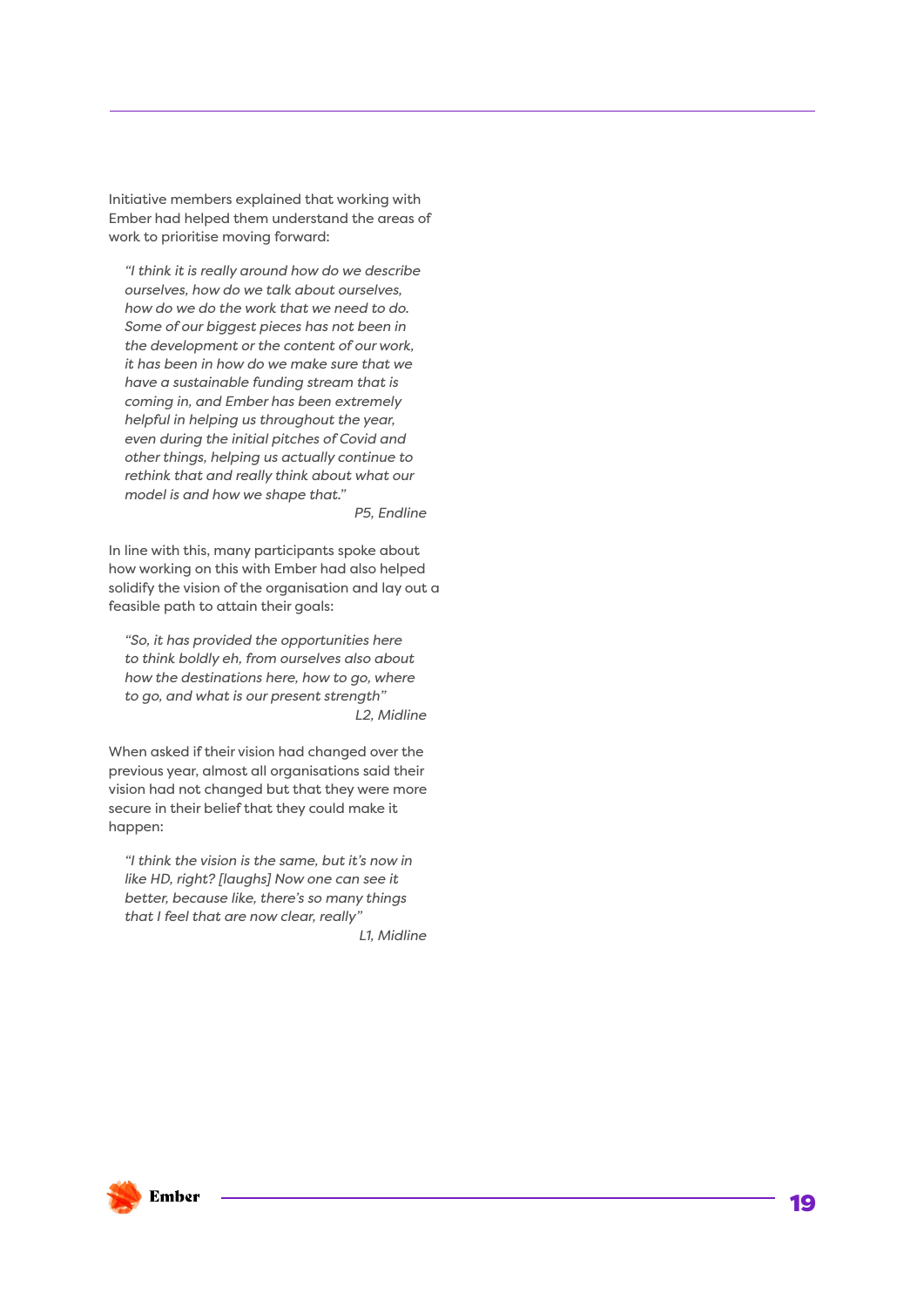Initiative members explained that working with Ember had helped them understand the areas of work to prioritise moving forward:

> *"I think it is really around how do we describe ourselves, how do we talk about ourselves, how do we do the work that we need to do. Some of our biggest pieces has not been in the development or the content of our work, it has been in how do we make sure that we have a sustainable funding stream that is coming in, and Ember has been extremely helpful in helping us throughout the year, even during the initial pitches of Covid and other things, helping us actually continue to rethink that and really think about what our model is and how we shape that."*
>
> *P5, Endline*

In line with this, many participants spoke about how working on this with Ember had also helped solidify the vision of the organisation and lay out a feasible path to attain their goals:

> *"So, it has provided the opportunities here to think boldly eh, from ourselves also about how the destinations here, how to go, where to go, and what is our present strength"*
>
> *L2, Midline*

When asked if their vision had changed over the previous year, almost all organisations said their vision had not changed but that they were more secure in their belief that they could make it happen:

> *"I think the vision is the same, but it's now in like HD, right? [laughs] Now one can see it better, because like, there's so many things that I feel that are now clear, really"*
>
> *L1, Midline*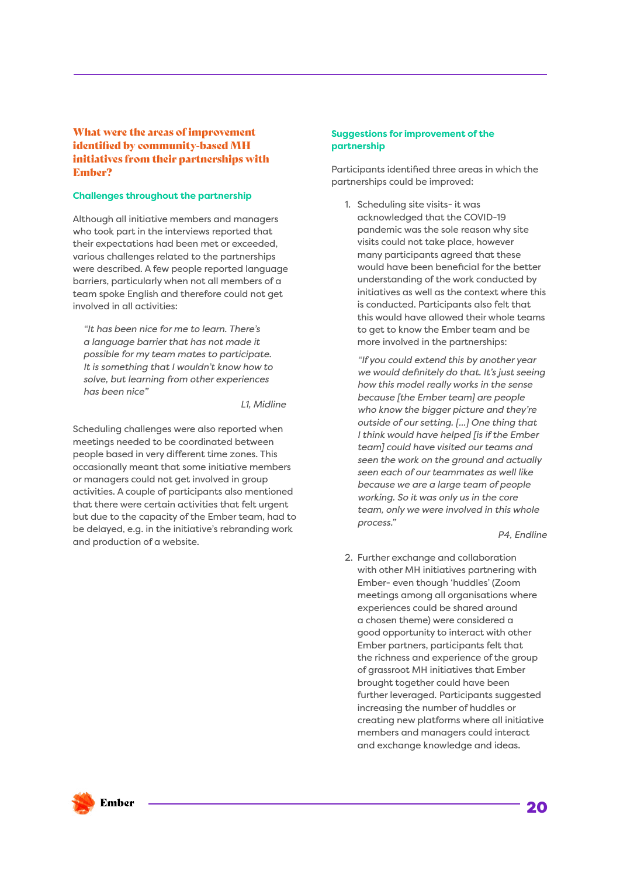## What were the areas of improvement identified by community-based MH initiatives from their partnerships with Ember?

### Challenges throughout the partnership

Although all initiative members and managers who took part in the interviews reported that their expectations had been met or exceeded, various challenges related to the partnerships were described. A few people reported language barriers, particularly when not all members of a team spoke English and therefore could not get involved in all activities:

> *"It has been nice for me to learn. There's a language barrier that has not made it possible for my team mates to participate. It is something that I wouldn't know how to solve, but learning from other experiences has been nice"*
>
> L1, Midline

Scheduling challenges were also reported when meetings needed to be coordinated between people based in very different time zones. This occasionally meant that some initiative members or managers could not get involved in group activities. A couple of participants also mentioned that there were certain activities that felt urgent but due to the capacity of the Ember team, had to be delayed, e.g. in the initiative's rebranding work and production of a website.

### Suggestions for improvement of the partnership

Participants identified three areas in which the partnerships could be improved:

1. Scheduling site visits- it was acknowledged that the COVID-19 pandemic was the sole reason why site visits could not take place, however many participants agreed that these would have been beneficial for the better understanding of the work conducted by initiatives as well as the context where this is conducted. Participants also felt that this would have allowed their whole teams to get to know the Ember team and be more involved in the partnerships:

   > *"If you could extend this by another year we would definitely do that. It's just seeing how this model really works in the sense because [the Ember team] are people who know the bigger picture and they're outside of our setting. [...] One thing that I think would have helped [is if the Ember team] could have visited our teams and seen the work on the ground and actually seen each of our teammates as well like because we are a large team of people working. So it was only us in the core team, only we were involved in this whole process."*
   >
   > P4, Endline

2. Further exchange and collaboration with other MH initiatives partnering with Ember- even though 'huddles' (Zoom meetings among all organisations where experiences could be shared around a chosen theme) were considered a good opportunity to interact with other Ember partners, participants felt that the richness and experience of the group of grassroot MH initiatives that Ember brought together could have been further leveraged. Participants suggested increasing the number of huddles or creating new platforms where all initiative members and managers could interact and exchange knowledge and ideas.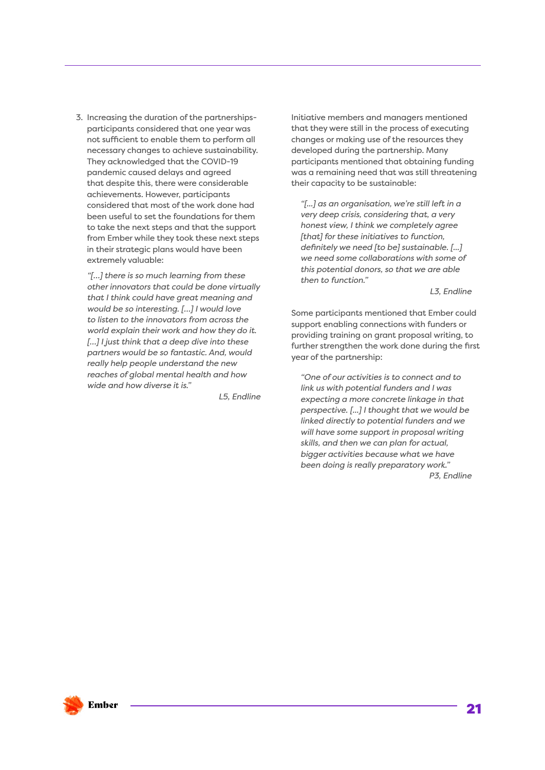3. Increasing the duration of the partnerships- participants considered that one year was not sufficient to enable them to perform all necessary changes to achieve sustainability. They acknowledged that the COVID-19 pandemic caused delays and agreed that despite this, there were considerable achievements. However, participants considered that most of the work done had been useful to set the foundations for them to take the next steps and that the support from Ember while they took these next steps in their strategic plans would have been extremely valuable:

   > *"[...] there is so much learning from these other innovators that could be done virtually that I think could have great meaning and would be so interesting. [...] I would love to listen to the innovators from across the world explain their work and how they do it. [...] I just think that a deep dive into these partners would be so fantastic. And, would really help people understand the new reaches of global mental health and how wide and how diverse it is."*
   >
   > *L5, Endline*

Initiative members and managers mentioned that they were still in the process of executing changes or making use of the resources they developed during the partnership. Many participants mentioned that obtaining funding was a remaining need that was still threatening their capacity to be sustainable:

> *"[...] as an organisation, we're still left in a very deep crisis, considering that, a very honest view, I think we completely agree [that] for these initiatives to function, definitely we need [to be] sustainable. [...] we need some collaborations with some of this potential donors, so that we are able then to function."*
>
> *L3, Endline*

Some participants mentioned that Ember could support enabling connections with funders or providing training on grant proposal writing, to further strengthen the work done during the first year of the partnership:

> *"One of our activities is to connect and to link us with potential funders and I was expecting a more concrete linkage in that perspective. [...] I thought that we would be linked directly to potential funders and we will have some support in proposal writing skills, and then we can plan for actual, bigger activities because what we have been doing is really preparatory work."*
>
> *P3, Endline*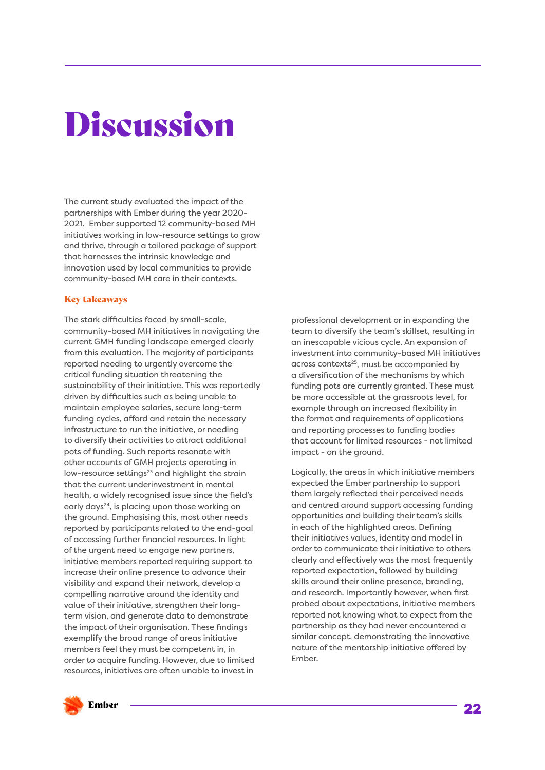# Discussion

The current study evaluated the impact of the partnerships with Ember during the year 2020-2021. Ember supported 12 community-based MH initiatives working in low-resource settings to grow and thrive, through a tailored package of support that harnesses the intrinsic knowledge and innovation used by local communities to provide community-based MH care in their contexts.

## Key takeaways

The stark difficulties faced by small-scale, community-based MH initiatives in navigating the current GMH funding landscape emerged clearly from this evaluation. The majority of participants reported needing to urgently overcome the critical funding situation threatening the sustainability of their initiative. This was reportedly driven by difficulties such as being unable to maintain employee salaries, secure long-term funding cycles, afford and retain the necessary infrastructure to run the initiative, or needing to diversify their activities to attract additional pots of funding. Such reports resonate with other accounts of GMH projects operating in low-resource settings[23] and highlight the strain that the current underinvestment in mental health, a widely recognised issue since the field's early days[24], is placing upon those working on the ground. Emphasising this, most other needs reported by participants related to the end-goal of accessing further financial resources. In light of the urgent need to engage new partners, initiative members reported requiring support to increase their online presence to advance their visibility and expand their network, develop a compelling narrative around the identity and value of their initiative, strengthen their long-term vision, and generate data to demonstrate the impact of their organisation. These findings exemplify the broad range of areas initiative members feel they must be competent in, in order to acquire funding. However, due to limited resources, initiatives are often unable to invest in professional development or in expanding the team to diversify the team's skillset, resulting in an inescapable vicious cycle. An expansion of investment into community-based MH initiatives across contexts[25], must be accompanied by a diversification of the mechanisms by which funding pots are currently granted. These must be more accessible at the grassroots level, for example through an increased flexibility in the format and requirements of applications and reporting processes to funding bodies that account for limited resources - not limited impact - on the ground.

Logically, the areas in which initiative members expected the Ember partnership to support them largely reflected their perceived needs and centred around support accessing funding opportunities and building their team's skills in each of the highlighted areas. Defining their initiatives values, identity and model in order to communicate their initiative to others clearly and effectively was the most frequently reported expectation, followed by building skills around their online presence, branding, and research. Importantly however, when first probed about expectations, initiative members reported not knowing what to expect from the partnership as they had never encountered a similar concept, demonstrating the innovative nature of the mentorship initiative offered by Ember.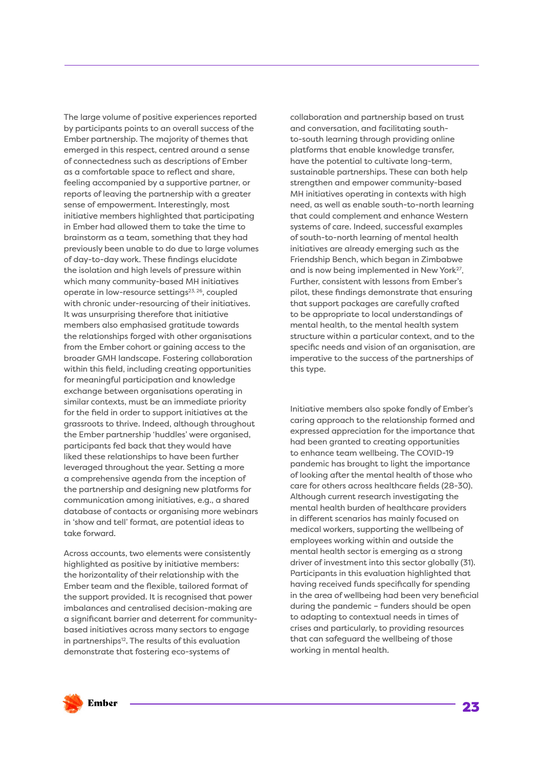The large volume of positive experiences reported by participants points to an overall success of the Ember partnership. The majority of themes that emerged in this respect, centred around a sense of connectedness such as descriptions of Ember as a comfortable space to reflect and share, feeling accompanied by a supportive partner, or reports of leaving the partnership with a greater sense of empowerment. Interestingly, most initiative members highlighted that participating in Ember had allowed them to take the time to brainstorm as a team, something that they had previously been unable to do due to large volumes of day-to-day work. These findings elucidate the isolation and high levels of pressure within which many community-based MH initiatives operate in low-resource settings[23, 26], coupled with chronic under-resourcing of their initiatives. It was unsurprising therefore that initiative members also emphasised gratitude towards the relationships forged with other organisations from the Ember cohort or gaining access to the broader GMH landscape. Fostering collaboration within this field, including creating opportunities for meaningful participation and knowledge exchange between organisations operating in similar contexts, must be an immediate priority for the field in order to support initiatives at the grassroots to thrive. Indeed, although throughout the Ember partnership 'huddles' were organised, participants fed back that they would have liked these relationships to have been further leveraged throughout the year. Setting a more a comprehensive agenda from the inception of the partnership and designing new platforms for communication among initiatives, e.g., a shared database of contacts or organising more webinars in 'show and tell' format, are potential ideas to take forward.

Across accounts, two elements were consistently highlighted as positive by initiative members: the horizontality of their relationship with the Ember team and the flexible, tailored format of the support provided. It is recognised that power imbalances and centralised decision-making are a significant barrier and deterrent for community-based initiatives across many sectors to engage in partnerships[12]. The results of this evaluation demonstrate that fostering eco-systems of collaboration and partnership based on trust and conversation, and facilitating south-to-south learning through providing online platforms that enable knowledge transfer, have the potential to cultivate long-term, sustainable partnerships. These can both help strengthen and empower community-based MH initiatives operating in contexts with high need, as well as enable south-to-north learning that could complement and enhance Western systems of care. Indeed, successful examples of south-to-north learning of mental health initiatives are already emerging such as the Friendship Bench, which began in Zimbabwe and is now being implemented in New York[27]. Further, consistent with lessons from Ember's pilot, these findings demonstrate that ensuring that support packages are carefully crafted to be appropriate to local understandings of mental health, to the mental health system structure within a particular context, and to the specific needs and vision of an organisation, are imperative to the success of the partnerships of this type.

Initiative members also spoke fondly of Ember's caring approach to the relationship formed and expressed appreciation for the importance that had been granted to creating opportunities to enhance team wellbeing. The COVID-19 pandemic has brought to light the importance of looking after the mental health of those who care for others across healthcare fields (28-30). Although current research investigating the mental health burden of healthcare providers in different scenarios has mainly focused on medical workers, supporting the wellbeing of employees working within and outside the mental health sector is emerging as a strong driver of investment into this sector globally (31). Participants in this evaluation highlighted that having received funds specifically for spending in the area of wellbeing had been very beneficial during the pandemic – funders should be open to adapting to contextual needs in times of crises and particularly, to providing resources that can safeguard the wellbeing of those working in mental health.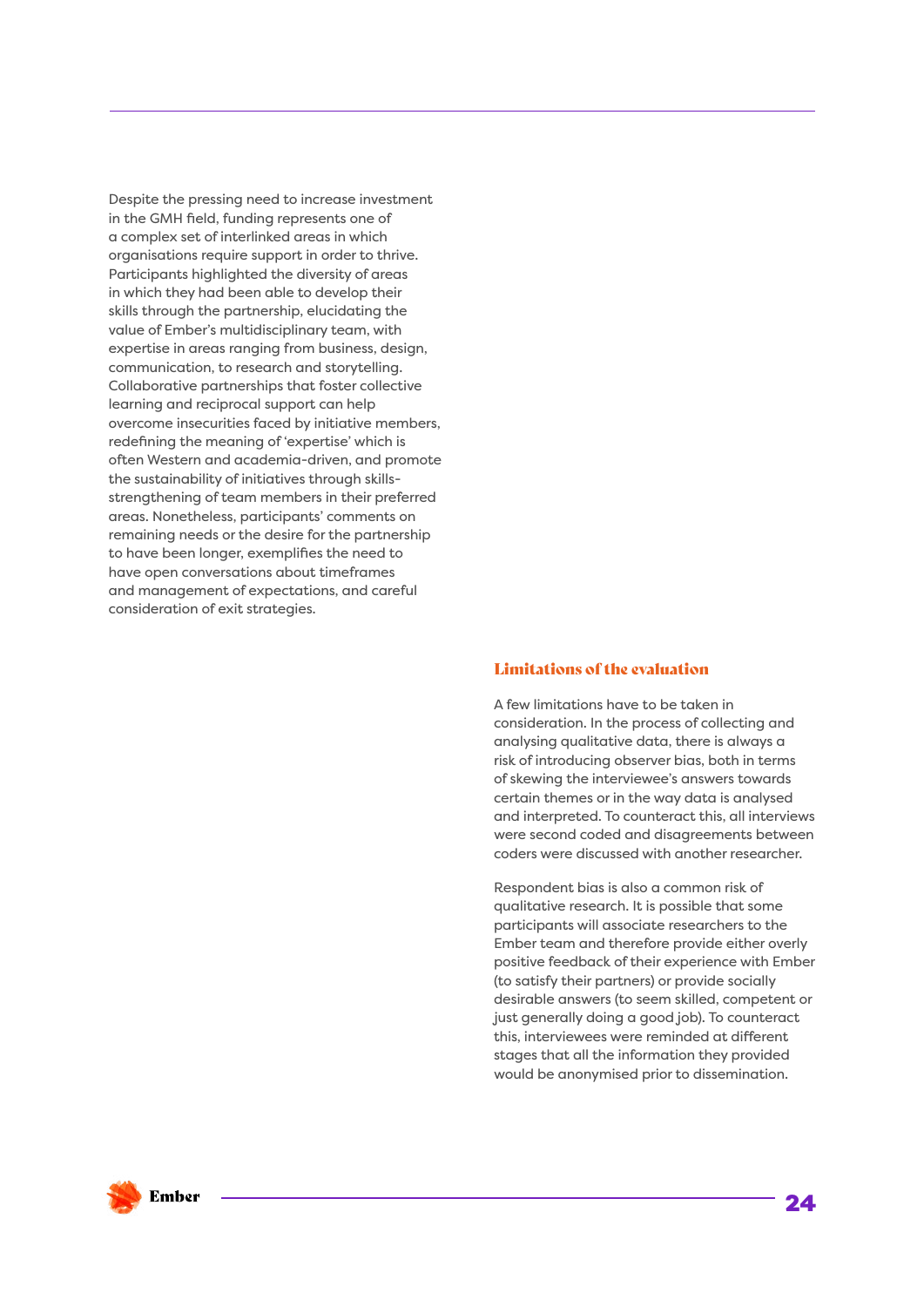Despite the pressing need to increase investment in the GMH field, funding represents one of a complex set of interlinked areas in which organisations require support in order to thrive. Participants highlighted the diversity of areas in which they had been able to develop their skills through the partnership, elucidating the value of Ember's multidisciplinary team, with expertise in areas ranging from business, design, communication, to research and storytelling. Collaborative partnerships that foster collective learning and reciprocal support can help overcome insecurities faced by initiative members, redefining the meaning of 'expertise' which is often Western and academia-driven, and promote the sustainability of initiatives through skills-strengthening of team members in their preferred areas. Nonetheless, participants' comments on remaining needs or the desire for the partnership to have been longer, exemplifies the need to have open conversations about timeframes and management of expectations, and careful consideration of exit strategies.

## Limitations of the evaluation

A few limitations have to be taken in consideration. In the process of collecting and analysing qualitative data, there is always a risk of introducing observer bias, both in terms of skewing the interviewee's answers towards certain themes or in the way data is analysed and interpreted. To counteract this, all interviews were second coded and disagreements between coders were discussed with another researcher.

Respondent bias is also a common risk of qualitative research. It is possible that some participants will associate researchers to the Ember team and therefore provide either overly positive feedback of their experience with Ember (to satisfy their partners) or provide socially desirable answers (to seem skilled, competent or just generally doing a good job). To counteract this, interviewees were reminded at different stages that all the information they provided would be anonymised prior to dissemination.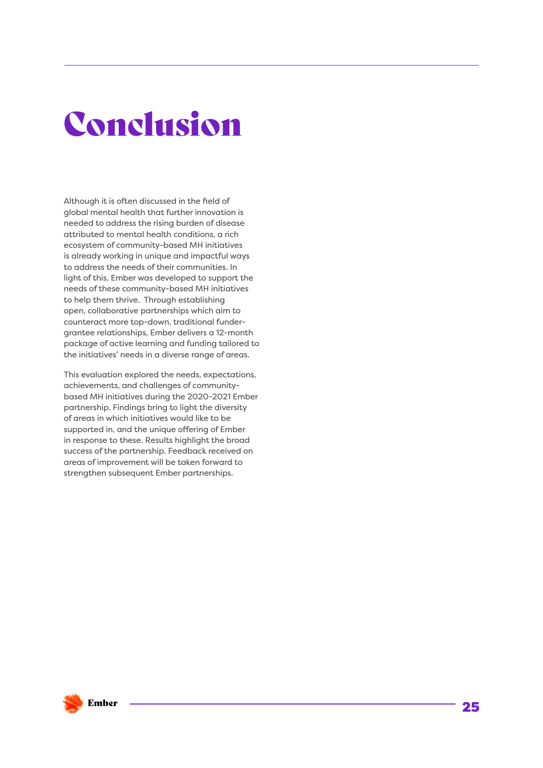# Conclusion

Although it is often discussed in the field of global mental health that further innovation is needed to address the rising burden of disease attributed to mental health conditions, a rich ecosystem of community-based MH initiatives is already working in unique and impactful ways to address the needs of their communities. In light of this, Ember was developed to support the needs of these community-based MH initiatives to help them thrive. Through establishing open, collaborative partnerships which aim to counteract more top-down, traditional funder-grantee relationships, Ember delivers a 12-month package of active learning and funding tailored to the initiatives' needs in a diverse range of areas.

This evaluation explored the needs, expectations, achievements, and challenges of community-based MH initiatives during the 2020-2021 Ember partnership. Findings bring to light the diversity of areas in which initiatives would like to be supported in, and the unique offering of Ember in response to these. Results highlight the broad success of the partnership. Feedback received on areas of improvement will be taken forward to strengthen subsequent Ember partnerships.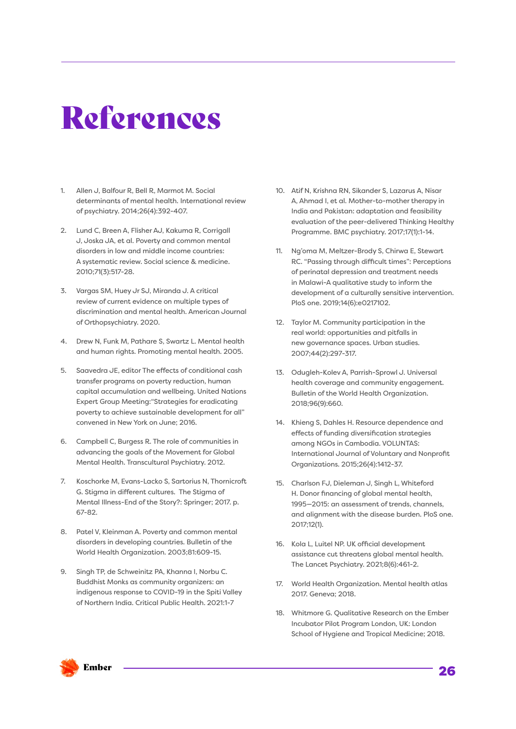# References

1. Allen J, Balfour R, Bell R, Marmot M. Social determinants of mental health. International review of psychiatry. 2014;26(4):392-407.

2. Lund C, Breen A, Flisher AJ, Kakuma R, Corrigall J, Joska JA, et al. Poverty and common mental disorders in low and middle income countries: A systematic review. Social science & medicine. 2010;71(3):517-28.

3. Vargas SM, Huey Jr SJ, Miranda J. A critical review of current evidence on multiple types of discrimination and mental health. American Journal of Orthopsychiatry. 2020.

4. Drew N, Funk M, Pathare S, Swartz L. Mental health and human rights. Promoting mental health. 2005.

5. Saavedra JE, editor The effects of conditional cash transfer programs on poverty reduction, human capital accumulation and wellbeing. United Nations Expert Group Meeting:"Strategies for eradicating poverty to achieve sustainable development for all" convened in New York on June; 2016.

6. Campbell C, Burgess R. The role of communities in advancing the goals of the Movement for Global Mental Health. Transcultural Psychiatry. 2012.

7. Koschorke M, Evans-Lacko S, Sartorius N, Thornicroft G. Stigma in different cultures. The Stigma of Mental Illness-End of the Story?: Springer; 2017. p. 67-82.

8. Patel V, Kleinman A. Poverty and common mental disorders in developing countries. Bulletin of the World Health Organization. 2003;81:609-15.

9. Singh TP, de Schweinitz PA, Khanna I, Norbu C. Buddhist Monks as community organizers: an indigenous response to COVID-19 in the Spiti Valley of Northern India. Critical Public Health. 2021:1-7

10. Atif N, Krishna RN, Sikander S, Lazarus A, Nisar A, Ahmad I, et al. Mother-to-mother therapy in India and Pakistan: adaptation and feasibility evaluation of the peer-delivered Thinking Healthy Programme. BMC psychiatry. 2017;17(1):1-14.

11. Ng'oma M, Meltzer-Brody S, Chirwa E, Stewart RC. "Passing through difficult times": Perceptions of perinatal depression and treatment needs in Malawi-A qualitative study to inform the development of a culturally sensitive intervention. PloS one. 2019;14(6):e0217102.

12. Taylor M. Community participation in the real world: opportunities and pitfalls in new governance spaces. Urban studies. 2007;44(2):297-317.

13. Odugleh-Kolev A, Parrish-Sprowl J. Universal health coverage and community engagement. Bulletin of the World Health Organization. 2018;96(9):660.

14. Khieng S, Dahles H. Resource dependence and effects of funding diversification strategies among NGOs in Cambodia. VOLUNTAS: International Journal of Voluntary and Nonprofit Organizations. 2015;26(4):1412-37.

15. Charlson FJ, Dieleman J, Singh L, Whiteford H. Donor financing of global mental health, 1995—2015: an assessment of trends, channels, and alignment with the disease burden. PloS one. 2017;12(1).

16. Kola L, Luitel NP. UK official development assistance cut threatens global mental health. The Lancet Psychiatry. 2021;8(6):461-2.

17. World Health Organization. Mental health atlas 2017. Geneva; 2018.

18. Whitmore G. Qualitative Research on the Ember Incubator Pilot Program London, UK: London School of Hygiene and Tropical Medicine; 2018.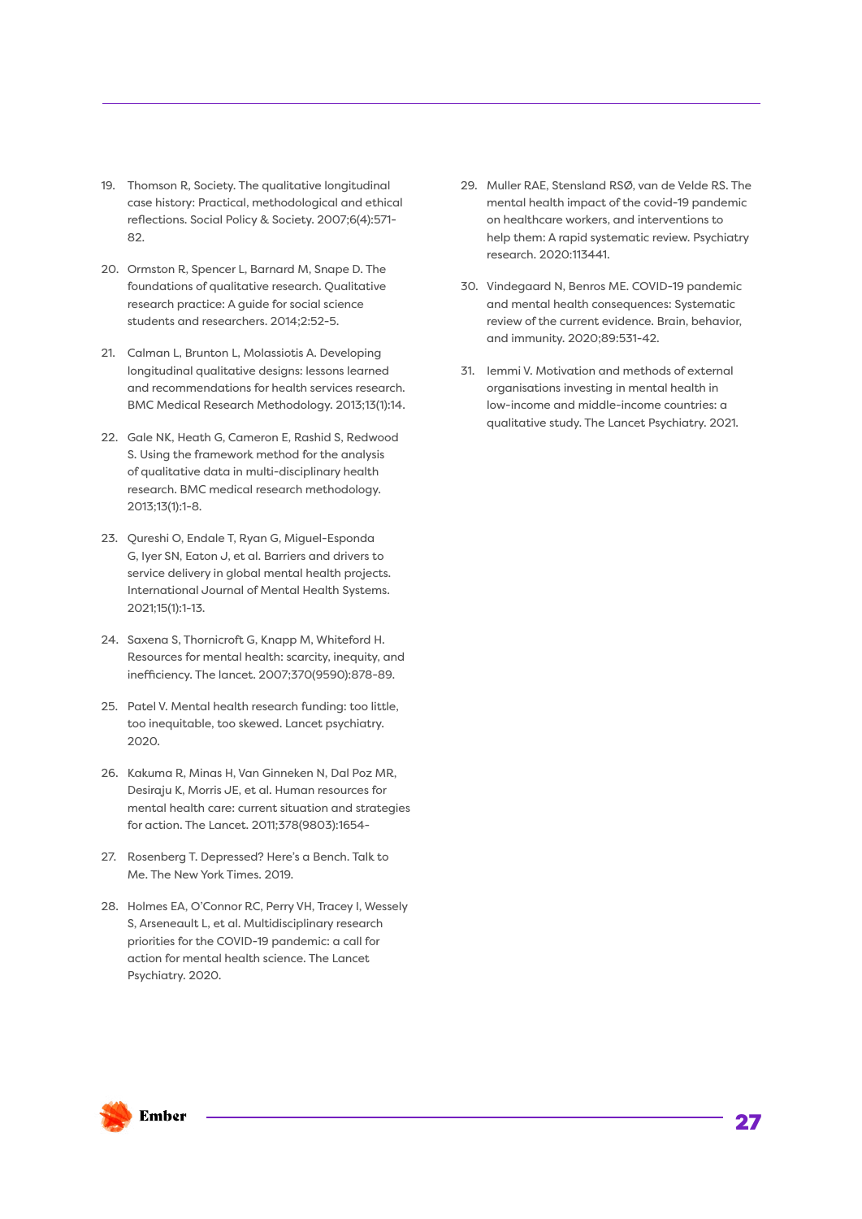19. Thomson R, Society. The qualitative longitudinal case history: Practical, methodological and ethical reflections. Social Policy & Society. 2007;6(4):571-82.

20. Ormston R, Spencer L, Barnard M, Snape D. The foundations of qualitative research. Qualitative research practice: A guide for social science students and researchers. 2014;2:52-5.

21. Calman L, Brunton L, Molassiotis A. Developing longitudinal qualitative designs: lessons learned and recommendations for health services research. BMC Medical Research Methodology. 2013;13(1):14.

22. Gale NK, Heath G, Cameron E, Rashid S, Redwood S. Using the framework method for the analysis of qualitative data in multi-disciplinary health research. BMC medical research methodology. 2013;13(1):1-8.

23. Qureshi O, Endale T, Ryan G, Miguel-Esponda G, Iyer SN, Eaton J, et al. Barriers and drivers to service delivery in global mental health projects. International Journal of Mental Health Systems. 2021;15(1):1-13.

24. Saxena S, Thornicroft G, Knapp M, Whiteford H. Resources for mental health: scarcity, inequity, and inefficiency. The lancet. 2007;370(9590):878-89.

25. Patel V. Mental health research funding: too little, too inequitable, too skewed. Lancet psychiatry. 2020.

26. Kakuma R, Minas H, Van Ginneken N, Dal Poz MR, Desiraju K, Morris JE, et al. Human resources for mental health care: current situation and strategies for action. The Lancet. 2011;378(9803):1654-

27. Rosenberg T. Depressed? Here's a Bench. Talk to Me. The New York Times. 2019.

28. Holmes EA, O'Connor RC, Perry VH, Tracey I, Wessely S, Arseneault L, et al. Multidisciplinary research priorities for the COVID-19 pandemic: a call for action for mental health science. The Lancet Psychiatry. 2020.

29. Muller RAE, Stensland RSØ, van de Velde RS. The mental health impact of the covid-19 pandemic on healthcare workers, and interventions to help them: A rapid systematic review. Psychiatry research. 2020:113441.

30. Vindegaard N, Benros ME. COVID-19 pandemic and mental health consequences: Systematic review of the current evidence. Brain, behavior, and immunity. 2020;89:531-42.

31. Iemmi V. Motivation and methods of external organisations investing in mental health in low-income and middle-income countries: a qualitative study. The Lancet Psychiatry. 2021.